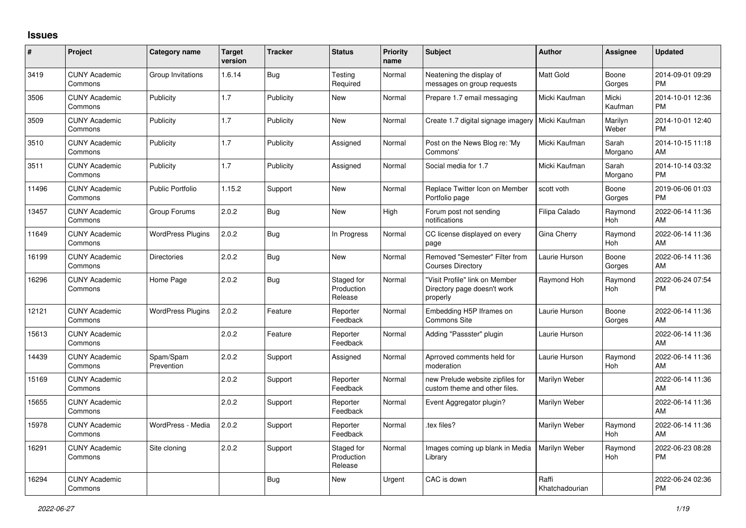# Issues

| # | Project | Category name | Target version | Tracker | Status | Priority name | Subject | Author | Assignee | Updated |
|---|---|---|---|---|---|---|---|---|---|---|
| 3419 | CUNY Academic Commons | Group Invitations | 1.6.14 | Bug | Testing Required | Normal | Neatening the display of messages on group requests | Matt Gold | Boone Gorges | 2014-09-01 09:29 PM |
| 3506 | CUNY Academic Commons | Publicity | 1.7 | Publicity | New | Normal | Prepare 1.7 email messaging | Micki Kaufman | Micki Kaufman | 2014-10-01 12:36 PM |
| 3509 | CUNY Academic Commons | Publicity | 1.7 | Publicity | New | Normal | Create 1.7 digital signage imagery | Micki Kaufman | Marilyn Weber | 2014-10-01 12:40 PM |
| 3510 | CUNY Academic Commons | Publicity | 1.7 | Publicity | Assigned | Normal | Post on the News Blog re: 'My Commons' | Micki Kaufman | Sarah Morgano | 2014-10-15 11:18 AM |
| 3511 | CUNY Academic Commons | Publicity | 1.7 | Publicity | Assigned | Normal | Social media for 1.7 | Micki Kaufman | Sarah Morgano | 2014-10-14 03:32 PM |
| 11496 | CUNY Academic Commons | Public Portfolio | 1.15.2 | Support | New | Normal | Replace Twitter Icon on Member Portfolio page | scott voth | Boone Gorges | 2019-06-06 01:03 PM |
| 13457 | CUNY Academic Commons | Group Forums | 2.0.2 | Bug | New | High | Forum post not sending notifications | Filipa Calado | Raymond Hoh | 2022-06-14 11:36 AM |
| 11649 | CUNY Academic Commons | WordPress Plugins | 2.0.2 | Bug | In Progress | Normal | CC license displayed on every page | Gina Cherry | Raymond Hoh | 2022-06-14 11:36 AM |
| 16199 | CUNY Academic Commons | Directories | 2.0.2 | Bug | New | Normal | Removed "Semester" Filter from Courses Directory | Laurie Hurson | Boone Gorges | 2022-06-14 11:36 AM |
| 16296 | CUNY Academic Commons | Home Page | 2.0.2 | Bug | Staged for Production Release | Normal | "Visit Profile" link on Member Directory page doesn't work properly | Raymond Hoh | Raymond Hoh | 2022-06-24 07:54 PM |
| 12121 | CUNY Academic Commons | WordPress Plugins | 2.0.2 | Feature | Reporter Feedback | Normal | Embedding H5P Iframes on Commons Site | Laurie Hurson | Boone Gorges | 2022-06-14 11:36 AM |
| 15613 | CUNY Academic Commons | | 2.0.2 | Feature | Reporter Feedback | Normal | Adding "Passster" plugin | Laurie Hurson | | 2022-06-14 11:36 AM |
| 14439 | CUNY Academic Commons | Spam/Spam Prevention | 2.0.2 | Support | Assigned | Normal | Aprroved comments held for moderation | Laurie Hurson | Raymond Hoh | 2022-06-14 11:36 AM |
| 15169 | CUNY Academic Commons | | 2.0.2 | Support | Reporter Feedback | Normal | new Prelude website zipfiles for custom theme and other files. | Marilyn Weber | | 2022-06-14 11:36 AM |
| 15655 | CUNY Academic Commons | | 2.0.2 | Support | Reporter Feedback | Normal | Event Aggregator plugin? | Marilyn Weber | | 2022-06-14 11:36 AM |
| 15978 | CUNY Academic Commons | WordPress - Media | 2.0.2 | Support | Reporter Feedback | Normal | .tex files? | Marilyn Weber | Raymond Hoh | 2022-06-14 11:36 AM |
| 16291 | CUNY Academic Commons | Site cloning | 2.0.2 | Support | Staged for Production Release | Normal | Images coming up blank in Media Library | Marilyn Weber | Raymond Hoh | 2022-06-23 08:28 PM |
| 16294 | CUNY Academic Commons | | | Bug | New | Urgent | CAC is down | Raffi Khatchadourian | | 2022-06-24 02:36 PM |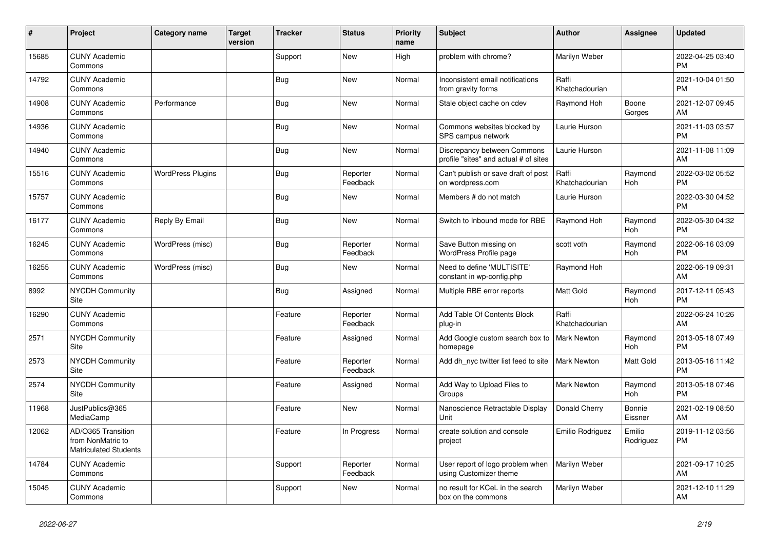| # | Project | Category name | Target version | Tracker | Status | Priority name | Subject | Author | Assignee | Updated |
|---|---|---|---|---|---|---|---|---|---|---|
| 15685 | CUNY Academic Commons | | | Support | New | High | problem with chrome? | Marilyn Weber | | 2022-04-25 03:40 PM |
| 14792 | CUNY Academic Commons | | | Bug | New | Normal | Inconsistent email notifications from gravity forms | Raffi Khatchadourian | | 2021-10-04 01:50 PM |
| 14908 | CUNY Academic Commons | Performance | | Bug | New | Normal | Stale object cache on cdev | Raymond Hoh | Boone Gorges | 2021-12-07 09:45 AM |
| 14936 | CUNY Academic Commons | | | Bug | New | Normal | Commons websites blocked by SPS campus network | Laurie Hurson | | 2021-11-03 03:57 PM |
| 14940 | CUNY Academic Commons | | | Bug | New | Normal | Discrepancy between Commons profile "sites" and actual # of sites | Laurie Hurson | | 2021-11-08 11:09 AM |
| 15516 | CUNY Academic Commons | WordPress Plugins | | Bug | Reporter Feedback | Normal | Can't publish or save draft of post on wordpress.com | Raffi Khatchadourian | Raymond Hoh | 2022-03-02 05:52 PM |
| 15757 | CUNY Academic Commons | | | Bug | New | Normal | Members # do not match | Laurie Hurson | | 2022-03-30 04:52 PM |
| 16177 | CUNY Academic Commons | Reply By Email | | Bug | New | Normal | Switch to Inbound mode for RBE | Raymond Hoh | Raymond Hoh | 2022-05-30 04:32 PM |
| 16245 | CUNY Academic Commons | WordPress (misc) | | Bug | Reporter Feedback | Normal | Save Button missing on WordPress Profile page | scott voth | Raymond Hoh | 2022-06-16 03:09 PM |
| 16255 | CUNY Academic Commons | WordPress (misc) | | Bug | New | Normal | Need to define 'MULTISITE' constant in wp-config.php | Raymond Hoh | | 2022-06-19 09:31 AM |
| 8992 | NYCDH Community Site | | | Bug | Assigned | Normal | Multiple RBE error reports | Matt Gold | Raymond Hoh | 2017-12-11 05:43 PM |
| 16290 | CUNY Academic Commons | | | Feature | Reporter Feedback | Normal | Add Table Of Contents Block plug-in | Raffi Khatchadourian | | 2022-06-24 10:26 AM |
| 2571 | NYCDH Community Site | | | Feature | Assigned | Normal | Add Google custom search box to homepage | Mark Newton | Raymond Hoh | 2013-05-18 07:49 PM |
| 2573 | NYCDH Community Site | | | Feature | Reporter Feedback | Normal | Add dh_nyc twitter list feed to site | Mark Newton | Matt Gold | 2013-05-16 11:42 PM |
| 2574 | NYCDH Community Site | | | Feature | Assigned | Normal | Add Way to Upload Files to Groups | Mark Newton | Raymond Hoh | 2013-05-18 07:46 PM |
| 11968 | JustPublics@365 MediaCamp | | | Feature | New | Normal | Nanoscience Retractable Display Unit | Donald Cherry | Bonnie Eissner | 2021-02-19 08:50 AM |
| 12062 | AD/O365 Transition from NonMatric to Matriculated Students | | | Feature | In Progress | Normal | create solution and console project | Emilio Rodriguez | Emilio Rodriguez | 2019-11-12 03:56 PM |
| 14784 | CUNY Academic Commons | | | Support | Reporter Feedback | Normal | User report of logo problem when using Customizer theme | Marilyn Weber | | 2021-09-17 10:25 AM |
| 15045 | CUNY Academic Commons | | | Support | New | Normal | no result for KCeL in the search box on the commons | Marilyn Weber | | 2021-12-10 11:29 AM |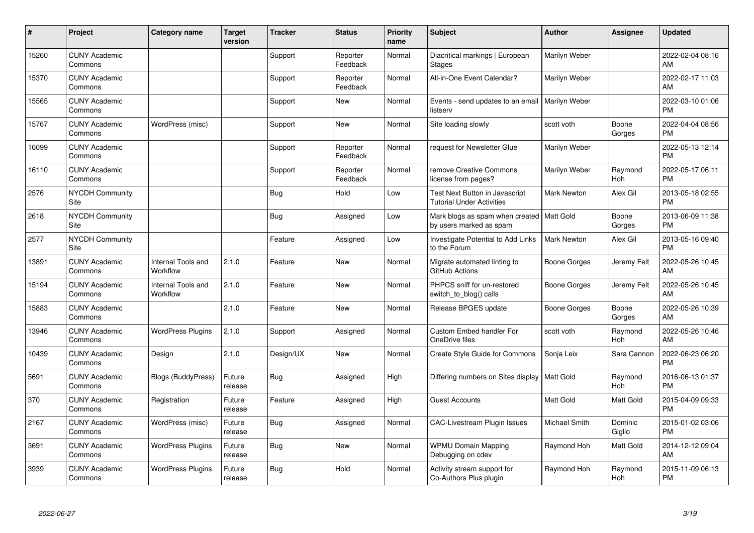| # | Project | Category name | Target version | Tracker | Status | Priority name | Subject | Author | Assignee | Updated |
|---|---|---|---|---|---|---|---|---|---|---|
| 15260 | CUNY Academic Commons | | | Support | Reporter Feedback | Normal | Diacritical markings \| European Stages | Marilyn Weber | | 2022-02-04 08:16 AM |
| 15370 | CUNY Academic Commons | | | Support | Reporter Feedback | Normal | All-in-One Event Calendar? | Marilyn Weber | | 2022-02-17 11:03 AM |
| 15565 | CUNY Academic Commons | | | Support | New | Normal | Events - send updates to an email listserv | Marilyn Weber | | 2022-03-10 01:06 PM |
| 15767 | CUNY Academic Commons | WordPress (misc) | | Support | New | Normal | Site loading slowly | scott voth | Boone Gorges | 2022-04-04 08:56 PM |
| 16099 | CUNY Academic Commons | | | Support | Reporter Feedback | Normal | request for Newsletter Glue | Marilyn Weber | | 2022-05-13 12:14 PM |
| 16110 | CUNY Academic Commons | | | Support | Reporter Feedback | Normal | remove Creative Commons license from pages? | Marilyn Weber | Raymond Hoh | 2022-05-17 06:11 PM |
| 2576 | NYCDH Community Site | | | Bug | Hold | Low | Test Next Button in Javascript Tutorial Under Activities | Mark Newton | Alex Gil | 2013-05-18 02:55 PM |
| 2618 | NYCDH Community Site | | | Bug | Assigned | Low | Mark blogs as spam when created by users marked as spam | Matt Gold | Boone Gorges | 2013-06-09 11:38 PM |
| 2577 | NYCDH Community Site | | | Feature | Assigned | Low | Investigate Potential to Add Links to the Forum | Mark Newton | Alex Gil | 2013-05-16 09:40 PM |
| 13891 | CUNY Academic Commons | Internal Tools and Workflow | 2.1.0 | Feature | New | Normal | Migrate automated linting to GitHub Actions | Boone Gorges | Jeremy Felt | 2022-05-26 10:45 AM |
| 15194 | CUNY Academic Commons | Internal Tools and Workflow | 2.1.0 | Feature | New | Normal | PHPCS sniff for un-restored switch_to_blog() calls | Boone Gorges | Jeremy Felt | 2022-05-26 10:45 AM |
| 15883 | CUNY Academic Commons | | 2.1.0 | Feature | New | Normal | Release BPGES update | Boone Gorges | Boone Gorges | 2022-05-26 10:39 AM |
| 13946 | CUNY Academic Commons | WordPress Plugins | 2.1.0 | Support | Assigned | Normal | Custom Embed handler For OneDrive files | scott voth | Raymond Hoh | 2022-05-26 10:46 AM |
| 10439 | CUNY Academic Commons | Design | 2.1.0 | Design/UX | New | Normal | Create Style Guide for Commons | Sonja Leix | Sara Cannon | 2022-06-23 06:20 PM |
| 5691 | CUNY Academic Commons | Blogs (BuddyPress) | Future release | Bug | Assigned | High | Differing numbers on Sites display | Matt Gold | Raymond Hoh | 2016-06-13 01:37 PM |
| 370 | CUNY Academic Commons | Registration | Future release | Feature | Assigned | High | Guest Accounts | Matt Gold | Matt Gold | 2015-04-09 09:33 PM |
| 2167 | CUNY Academic Commons | WordPress (misc) | Future release | Bug | Assigned | Normal | CAC-Livestream Plugin Issues | Michael Smith | Dominic Giglio | 2015-01-02 03:06 PM |
| 3691 | CUNY Academic Commons | WordPress Plugins | Future release | Bug | New | Normal | WPMU Domain Mapping Debugging on cdev | Raymond Hoh | Matt Gold | 2014-12-12 09:04 AM |
| 3939 | CUNY Academic Commons | WordPress Plugins | Future release | Bug | Hold | Normal | Activity stream support for Co-Authors Plus plugin | Raymond Hoh | Raymond Hoh | 2015-11-09 06:13 PM |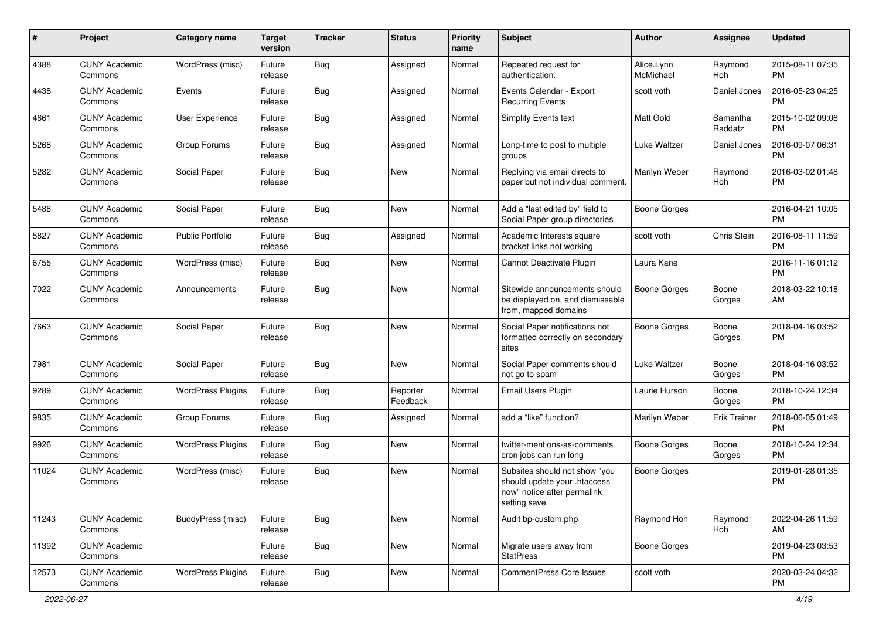| # | Project | Category name | Target version | Tracker | Status | Priority name | Subject | Author | Assignee | Updated |
|---|---|---|---|---|---|---|---|---|---|---|
| 4388 | CUNY Academic Commons | WordPress (misc) | Future release | Bug | Assigned | Normal | Repeated request for authentication. | Alice.Lynn McMichael | Raymond Hoh | 2015-08-11 07:35 PM |
| 4438 | CUNY Academic Commons | Events | Future release | Bug | Assigned | Normal | Events Calendar - Export Recurring Events | scott voth | Daniel Jones | 2016-05-23 04:25 PM |
| 4661 | CUNY Academic Commons | User Experience | Future release | Bug | Assigned | Normal | Simplify Events text | Matt Gold | Samantha Raddatz | 2015-10-02 09:06 PM |
| 5268 | CUNY Academic Commons | Group Forums | Future release | Bug | Assigned | Normal | Long-time to post to multiple groups | Luke Waltzer | Daniel Jones | 2016-09-07 06:31 PM |
| 5282 | CUNY Academic Commons | Social Paper | Future release | Bug | New | Normal | Replying via email directs to paper but not individual comment. | Marilyn Weber | Raymond Hoh | 2016-03-02 01:48 PM |
| 5488 | CUNY Academic Commons | Social Paper | Future release | Bug | New | Normal | Add a "last edited by" field to Social Paper group directories | Boone Gorges | | 2016-04-21 10:05 PM |
| 5827 | CUNY Academic Commons | Public Portfolio | Future release | Bug | Assigned | Normal | Academic Interests square bracket links not working | scott voth | Chris Stein | 2016-08-11 11:59 PM |
| 6755 | CUNY Academic Commons | WordPress (misc) | Future release | Bug | New | Normal | Cannot Deactivate Plugin | Laura Kane | | 2016-11-16 01:12 PM |
| 7022 | CUNY Academic Commons | Announcements | Future release | Bug | New | Normal | Sitewide announcements should be displayed on, and dismissable from, mapped domains | Boone Gorges | Boone Gorges | 2018-03-22 10:18 AM |
| 7663 | CUNY Academic Commons | Social Paper | Future release | Bug | New | Normal | Social Paper notifications not formatted correctly on secondary sites | Boone Gorges | Boone Gorges | 2018-04-16 03:52 PM |
| 7981 | CUNY Academic Commons | Social Paper | Future release | Bug | New | Normal | Social Paper comments should not go to spam | Luke Waltzer | Boone Gorges | 2018-04-16 03:52 PM |
| 9289 | CUNY Academic Commons | WordPress Plugins | Future release | Bug | Reporter Feedback | Normal | Email Users Plugin | Laurie Hurson | Boone Gorges | 2018-10-24 12:34 PM |
| 9835 | CUNY Academic Commons | Group Forums | Future release | Bug | Assigned | Normal | add a "like" function? | Marilyn Weber | Erik Trainer | 2018-06-05 01:49 PM |
| 9926 | CUNY Academic Commons | WordPress Plugins | Future release | Bug | New | Normal | twitter-mentions-as-comments cron jobs can run long | Boone Gorges | Boone Gorges | 2018-10-24 12:34 PM |
| 11024 | CUNY Academic Commons | WordPress (misc) | Future release | Bug | New | Normal | Subsites should not show "you should update your .htaccess now" notice after permalink setting save | Boone Gorges | | 2019-01-28 01:35 PM |
| 11243 | CUNY Academic Commons | BuddyPress (misc) | Future release | Bug | New | Normal | Audit bp-custom.php | Raymond Hoh | Raymond Hoh | 2022-04-26 11:59 AM |
| 11392 | CUNY Academic Commons | | Future release | Bug | New | Normal | Migrate users away from StatPress | Boone Gorges | | 2019-04-23 03:53 PM |
| 12573 | CUNY Academic Commons | WordPress Plugins | Future release | Bug | New | Normal | CommentPress Core Issues | scott voth | | 2020-03-24 04:32 PM |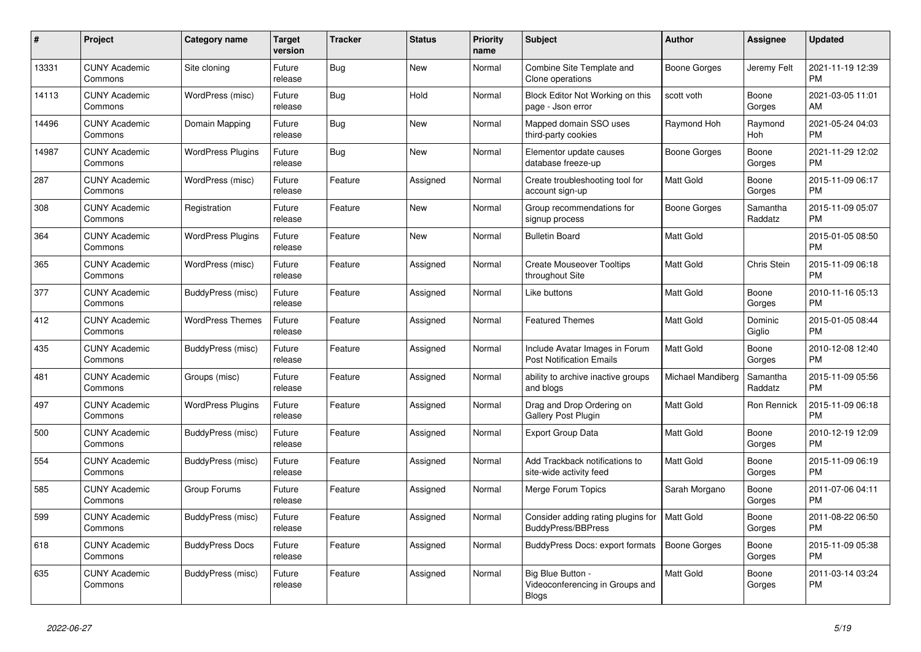| # | Project | Category name | Target version | Tracker | Status | Priority name | Subject | Author | Assignee | Updated |
|---|---|---|---|---|---|---|---|---|---|---|
| 13331 | CUNY Academic Commons | Site cloning | Future release | Bug | New | Normal | Combine Site Template and Clone operations | Boone Gorges | Jeremy Felt | 2021-11-19 12:39 PM |
| 14113 | CUNY Academic Commons | WordPress (misc) | Future release | Bug | Hold | Normal | Block Editor Not Working on this page - Json error | scott voth | Boone Gorges | 2021-03-05 11:01 AM |
| 14496 | CUNY Academic Commons | Domain Mapping | Future release | Bug | New | Normal | Mapped domain SSO uses third-party cookies | Raymond Hoh | Raymond Hoh | 2021-05-24 04:03 PM |
| 14987 | CUNY Academic Commons | WordPress Plugins | Future release | Bug | New | Normal | Elementor update causes database freeze-up | Boone Gorges | Boone Gorges | 2021-11-29 12:02 PM |
| 287 | CUNY Academic Commons | WordPress (misc) | Future release | Feature | Assigned | Normal | Create troubleshooting tool for account sign-up | Matt Gold | Boone Gorges | 2015-11-09 06:17 PM |
| 308 | CUNY Academic Commons | Registration | Future release | Feature | New | Normal | Group recommendations for signup process | Boone Gorges | Samantha Raddatz | 2015-11-09 05:07 PM |
| 364 | CUNY Academic Commons | WordPress Plugins | Future release | Feature | New | Normal | Bulletin Board | Matt Gold | | 2015-01-05 08:50 PM |
| 365 | CUNY Academic Commons | WordPress (misc) | Future release | Feature | Assigned | Normal | Create Mouseover Tooltips throughout Site | Matt Gold | Chris Stein | 2015-11-09 06:18 PM |
| 377 | CUNY Academic Commons | BuddyPress (misc) | Future release | Feature | Assigned | Normal | Like buttons | Matt Gold | Boone Gorges | 2010-11-16 05:13 PM |
| 412 | CUNY Academic Commons | WordPress Themes | Future release | Feature | Assigned | Normal | Featured Themes | Matt Gold | Dominic Giglio | 2015-01-05 08:44 PM |
| 435 | CUNY Academic Commons | BuddyPress (misc) | Future release | Feature | Assigned | Normal | Include Avatar Images in Forum Post Notification Emails | Matt Gold | Boone Gorges | 2010-12-08 12:40 PM |
| 481 | CUNY Academic Commons | Groups (misc) | Future release | Feature | Assigned | Normal | ability to archive inactive groups and blogs | Michael Mandiberg | Samantha Raddatz | 2015-11-09 05:56 PM |
| 497 | CUNY Academic Commons | WordPress Plugins | Future release | Feature | Assigned | Normal | Drag and Drop Ordering on Gallery Post Plugin | Matt Gold | Ron Rennick | 2015-11-09 06:18 PM |
| 500 | CUNY Academic Commons | BuddyPress (misc) | Future release | Feature | Assigned | Normal | Export Group Data | Matt Gold | Boone Gorges | 2010-12-19 12:09 PM |
| 554 | CUNY Academic Commons | BuddyPress (misc) | Future release | Feature | Assigned | Normal | Add Trackback notifications to site-wide activity feed | Matt Gold | Boone Gorges | 2015-11-09 06:19 PM |
| 585 | CUNY Academic Commons | Group Forums | Future release | Feature | Assigned | Normal | Merge Forum Topics | Sarah Morgano | Boone Gorges | 2011-07-06 04:11 PM |
| 599 | CUNY Academic Commons | BuddyPress (misc) | Future release | Feature | Assigned | Normal | Consider adding rating plugins for BuddyPress/BBPress | Matt Gold | Boone Gorges | 2011-08-22 06:50 PM |
| 618 | CUNY Academic Commons | BuddyPress Docs | Future release | Feature | Assigned | Normal | BuddyPress Docs: export formats | Boone Gorges | Boone Gorges | 2015-11-09 05:38 PM |
| 635 | CUNY Academic Commons | BuddyPress (misc) | Future release | Feature | Assigned | Normal | Big Blue Button - Videoconferencing in Groups and Blogs | Matt Gold | Boone Gorges | 2011-03-14 03:24 PM |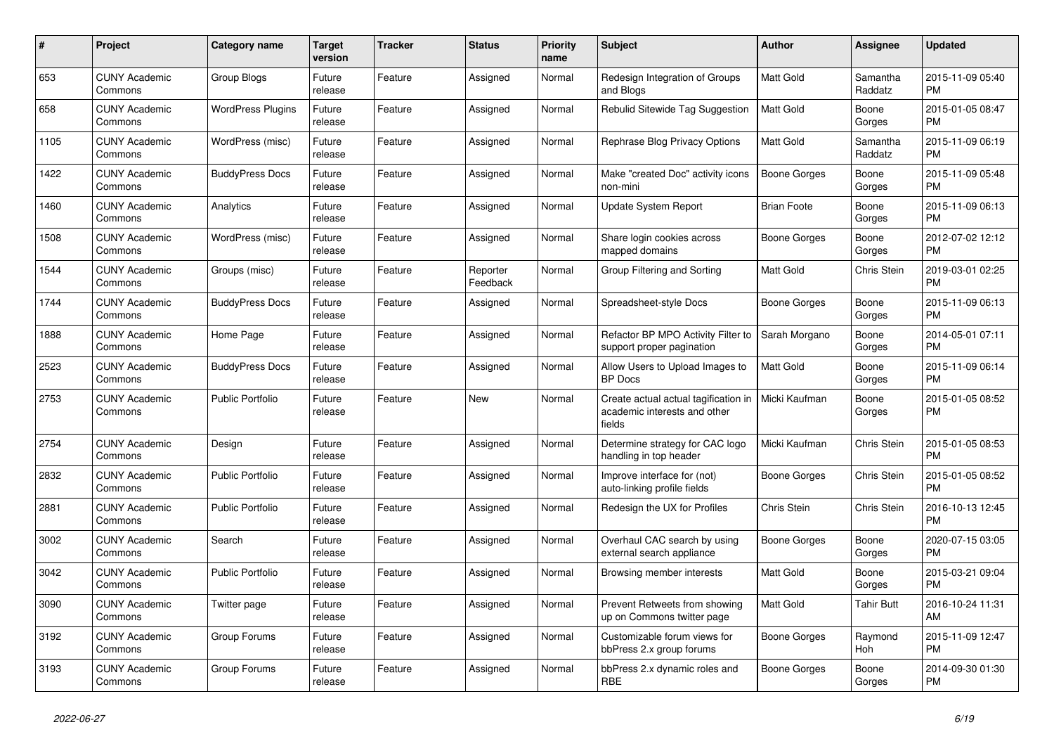| # | Project | Category name | Target version | Tracker | Status | Priority name | Subject | Author | Assignee | Updated |
|---|---|---|---|---|---|---|---|---|---|---|
| 653 | CUNY Academic Commons | Group Blogs | Future release | Feature | Assigned | Normal | Redesign Integration of Groups and Blogs | Matt Gold | Samantha Raddatz | 2015-11-09 05:40 PM |
| 658 | CUNY Academic Commons | WordPress Plugins | Future release | Feature | Assigned | Normal | Rebulid Sitewide Tag Suggestion | Matt Gold | Boone Gorges | 2015-01-05 08:47 PM |
| 1105 | CUNY Academic Commons | WordPress (misc) | Future release | Feature | Assigned | Normal | Rephrase Blog Privacy Options | Matt Gold | Samantha Raddatz | 2015-11-09 06:19 PM |
| 1422 | CUNY Academic Commons | BuddyPress Docs | Future release | Feature | Assigned | Normal | Make "created Doc" activity icons non-mini | Boone Gorges | Boone Gorges | 2015-11-09 05:48 PM |
| 1460 | CUNY Academic Commons | Analytics | Future release | Feature | Assigned | Normal | Update System Report | Brian Foote | Boone Gorges | 2015-11-09 06:13 PM |
| 1508 | CUNY Academic Commons | WordPress (misc) | Future release | Feature | Assigned | Normal | Share login cookies across mapped domains | Boone Gorges | Boone Gorges | 2012-07-02 12:12 PM |
| 1544 | CUNY Academic Commons | Groups (misc) | Future release | Feature | Reporter Feedback | Normal | Group Filtering and Sorting | Matt Gold | Chris Stein | 2019-03-01 02:25 PM |
| 1744 | CUNY Academic Commons | BuddyPress Docs | Future release | Feature | Assigned | Normal | Spreadsheet-style Docs | Boone Gorges | Boone Gorges | 2015-11-09 06:13 PM |
| 1888 | CUNY Academic Commons | Home Page | Future release | Feature | Assigned | Normal | Refactor BP MPO Activity Filter to support proper pagination | Sarah Morgano | Boone Gorges | 2014-05-01 07:11 PM |
| 2523 | CUNY Academic Commons | BuddyPress Docs | Future release | Feature | Assigned | Normal | Allow Users to Upload Images to BP Docs | Matt Gold | Boone Gorges | 2015-11-09 06:14 PM |
| 2753 | CUNY Academic Commons | Public Portfolio | Future release | Feature | New | Normal | Create actual actual tagification in academic interests and other fields | Micki Kaufman | Boone Gorges | 2015-01-05 08:52 PM |
| 2754 | CUNY Academic Commons | Design | Future release | Feature | Assigned | Normal | Determine strategy for CAC logo handling in top header | Micki Kaufman | Chris Stein | 2015-01-05 08:53 PM |
| 2832 | CUNY Academic Commons | Public Portfolio | Future release | Feature | Assigned | Normal | Improve interface for (not) auto-linking profile fields | Boone Gorges | Chris Stein | 2015-01-05 08:52 PM |
| 2881 | CUNY Academic Commons | Public Portfolio | Future release | Feature | Assigned | Normal | Redesign the UX for Profiles | Chris Stein | Chris Stein | 2016-10-13 12:45 PM |
| 3002 | CUNY Academic Commons | Search | Future release | Feature | Assigned | Normal | Overhaul CAC search by using external search appliance | Boone Gorges | Boone Gorges | 2020-07-15 03:05 PM |
| 3042 | CUNY Academic Commons | Public Portfolio | Future release | Feature | Assigned | Normal | Browsing member interests | Matt Gold | Boone Gorges | 2015-03-21 09:04 PM |
| 3090 | CUNY Academic Commons | Twitter page | Future release | Feature | Assigned | Normal | Prevent Retweets from showing up on Commons twitter page | Matt Gold | Tahir Butt | 2016-10-24 11:31 AM |
| 3192 | CUNY Academic Commons | Group Forums | Future release | Feature | Assigned | Normal | Customizable forum views for bbPress 2.x group forums | Boone Gorges | Raymond Hoh | 2015-11-09 12:47 PM |
| 3193 | CUNY Academic Commons | Group Forums | Future release | Feature | Assigned | Normal | bbPress 2.x dynamic roles and RBE | Boone Gorges | Boone Gorges | 2014-09-30 01:30 PM |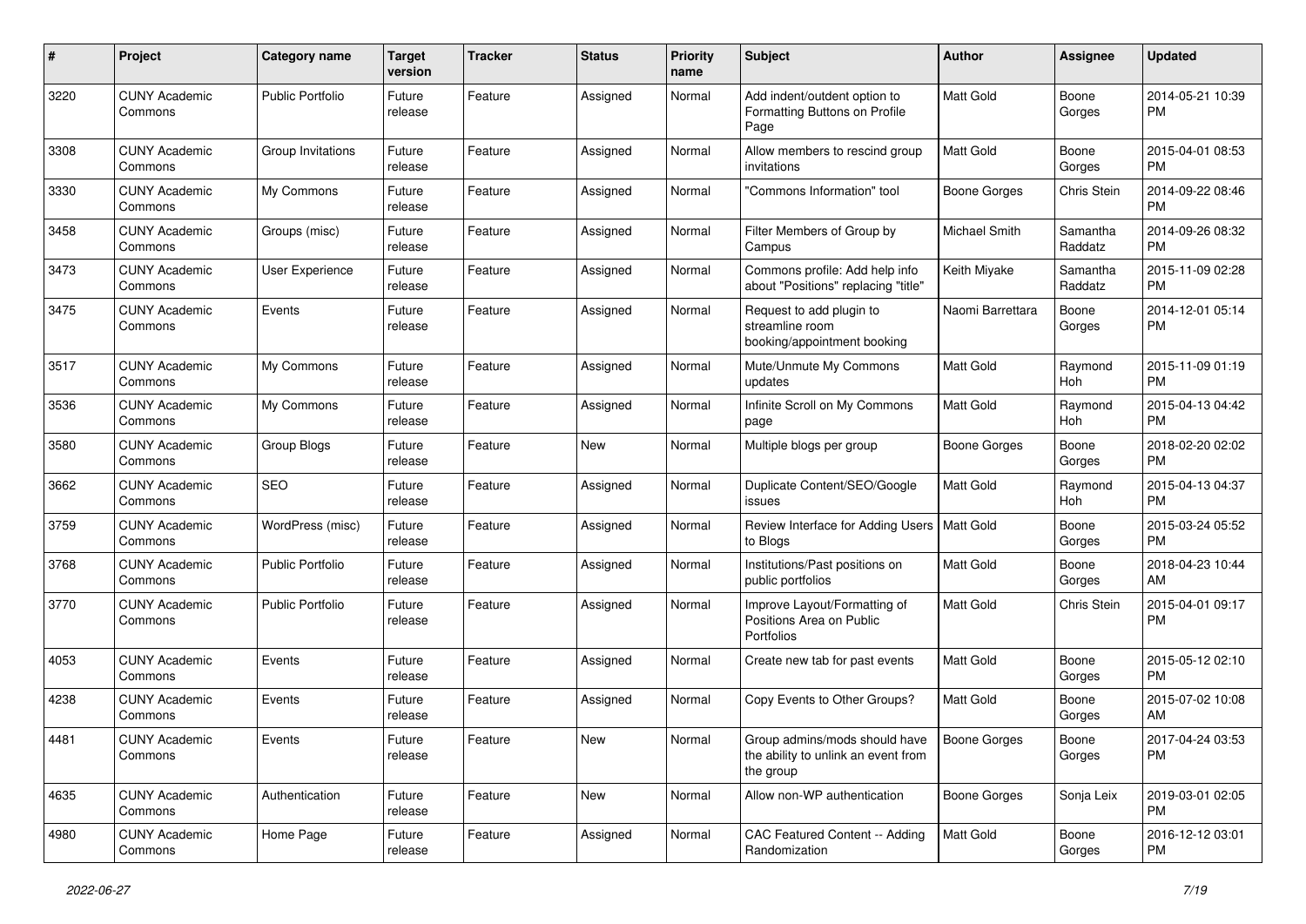| # | Project | Category name | Target version | Tracker | Status | Priority name | Subject | Author | Assignee | Updated |
|---|---|---|---|---|---|---|---|---|---|---|
| 3220 | CUNY Academic Commons | Public Portfolio | Future release | Feature | Assigned | Normal | Add indent/outdent option to Formatting Buttons on Profile Page | Matt Gold | Boone Gorges | 2014-05-21 10:39 PM |
| 3308 | CUNY Academic Commons | Group Invitations | Future release | Feature | Assigned | Normal | Allow members to rescind group invitations | Matt Gold | Boone Gorges | 2015-04-01 08:53 PM |
| 3330 | CUNY Academic Commons | My Commons | Future release | Feature | Assigned | Normal | "Commons Information" tool | Boone Gorges | Chris Stein | 2014-09-22 08:46 PM |
| 3458 | CUNY Academic Commons | Groups (misc) | Future release | Feature | Assigned | Normal | Filter Members of Group by Campus | Michael Smith | Samantha Raddatz | 2014-09-26 08:32 PM |
| 3473 | CUNY Academic Commons | User Experience | Future release | Feature | Assigned | Normal | Commons profile: Add help info about "Positions" replacing "title" | Keith Miyake | Samantha Raddatz | 2015-11-09 02:28 PM |
| 3475 | CUNY Academic Commons | Events | Future release | Feature | Assigned | Normal | Request to add plugin to streamline room booking/appointment booking | Naomi Barrettara | Boone Gorges | 2014-12-01 05:14 PM |
| 3517 | CUNY Academic Commons | My Commons | Future release | Feature | Assigned | Normal | Mute/Unmute My Commons updates | Matt Gold | Raymond Hoh | 2015-11-09 01:19 PM |
| 3536 | CUNY Academic Commons | My Commons | Future release | Feature | Assigned | Normal | Infinite Scroll on My Commons page | Matt Gold | Raymond Hoh | 2015-04-13 04:42 PM |
| 3580 | CUNY Academic Commons | Group Blogs | Future release | Feature | New | Normal | Multiple blogs per group | Boone Gorges | Boone Gorges | 2018-02-20 02:02 PM |
| 3662 | CUNY Academic Commons | SEO | Future release | Feature | Assigned | Normal | Duplicate Content/SEO/Google issues | Matt Gold | Raymond Hoh | 2015-04-13 04:37 PM |
| 3759 | CUNY Academic Commons | WordPress (misc) | Future release | Feature | Assigned | Normal | Review Interface for Adding Users to Blogs | Matt Gold | Boone Gorges | 2015-03-24 05:52 PM |
| 3768 | CUNY Academic Commons | Public Portfolio | Future release | Feature | Assigned | Normal | Institutions/Past positions on public portfolios | Matt Gold | Boone Gorges | 2018-04-23 10:44 AM |
| 3770 | CUNY Academic Commons | Public Portfolio | Future release | Feature | Assigned | Normal | Improve Layout/Formatting of Positions Area on Public Portfolios | Matt Gold | Chris Stein | 2015-04-01 09:17 PM |
| 4053 | CUNY Academic Commons | Events | Future release | Feature | Assigned | Normal | Create new tab for past events | Matt Gold | Boone Gorges | 2015-05-12 02:10 PM |
| 4238 | CUNY Academic Commons | Events | Future release | Feature | Assigned | Normal | Copy Events to Other Groups? | Matt Gold | Boone Gorges | 2015-07-02 10:08 AM |
| 4481 | CUNY Academic Commons | Events | Future release | Feature | New | Normal | Group admins/mods should have the ability to unlink an event from the group | Boone Gorges | Boone Gorges | 2017-04-24 03:53 PM |
| 4635 | CUNY Academic Commons | Authentication | Future release | Feature | New | Normal | Allow non-WP authentication | Boone Gorges | Sonja Leix | 2019-03-01 02:05 PM |
| 4980 | CUNY Academic Commons | Home Page | Future release | Feature | Assigned | Normal | CAC Featured Content -- Adding Randomization | Matt Gold | Boone Gorges | 2016-12-12 03:01 PM |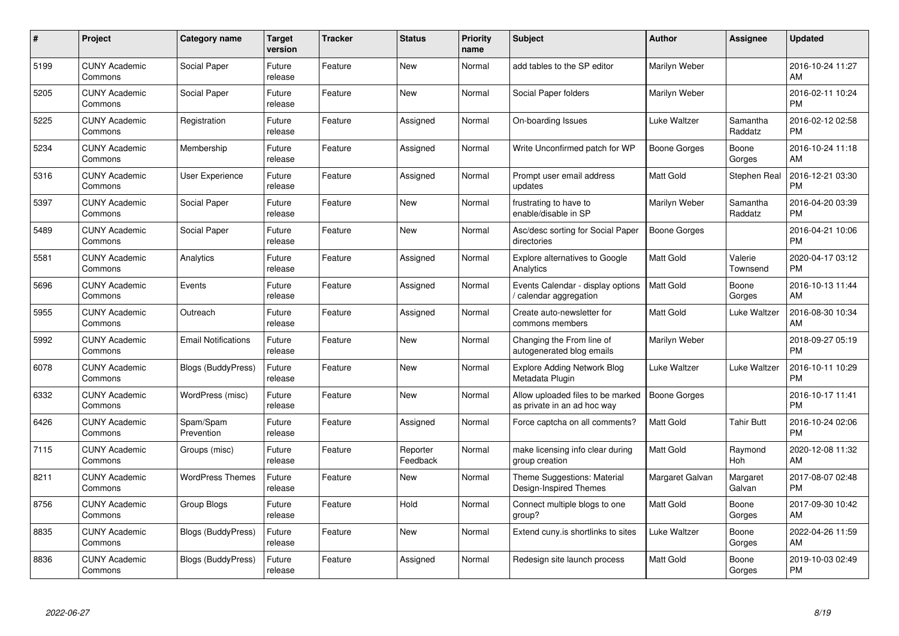| # | Project | Category name | Target version | Tracker | Status | Priority name | Subject | Author | Assignee | Updated |
|---|---|---|---|---|---|---|---|---|---|---|
| 5199 | CUNY Academic Commons | Social Paper | Future release | Feature | New | Normal | add tables to the SP editor | Marilyn Weber | | 2016-10-24 11:27 AM |
| 5205 | CUNY Academic Commons | Social Paper | Future release | Feature | New | Normal | Social Paper folders | Marilyn Weber | | 2016-02-11 10:24 PM |
| 5225 | CUNY Academic Commons | Registration | Future release | Feature | Assigned | Normal | On-boarding Issues | Luke Waltzer | Samantha Raddatz | 2016-02-12 02:58 PM |
| 5234 | CUNY Academic Commons | Membership | Future release | Feature | Assigned | Normal | Write Unconfirmed patch for WP | Boone Gorges | Boone Gorges | 2016-10-24 11:18 AM |
| 5316 | CUNY Academic Commons | User Experience | Future release | Feature | Assigned | Normal | Prompt user email address updates | Matt Gold | Stephen Real | 2016-12-21 03:30 PM |
| 5397 | CUNY Academic Commons | Social Paper | Future release | Feature | New | Normal | frustrating to have to enable/disable in SP | Marilyn Weber | Samantha Raddatz | 2016-04-20 03:39 PM |
| 5489 | CUNY Academic Commons | Social Paper | Future release | Feature | New | Normal | Asc/desc sorting for Social Paper directories | Boone Gorges | | 2016-04-21 10:06 PM |
| 5581 | CUNY Academic Commons | Analytics | Future release | Feature | Assigned | Normal | Explore alternatives to Google Analytics | Matt Gold | Valerie Townsend | 2020-04-17 03:12 PM |
| 5696 | CUNY Academic Commons | Events | Future release | Feature | Assigned | Normal | Events Calendar - display options / calendar aggregation | Matt Gold | Boone Gorges | 2016-10-13 11:44 AM |
| 5955 | CUNY Academic Commons | Outreach | Future release | Feature | Assigned | Normal | Create auto-newsletter for commons members | Matt Gold | Luke Waltzer | 2016-08-30 10:34 AM |
| 5992 | CUNY Academic Commons | Email Notifications | Future release | Feature | New | Normal | Changing the From line of autogenerated blog emails | Marilyn Weber | | 2018-09-27 05:19 PM |
| 6078 | CUNY Academic Commons | Blogs (BuddyPress) | Future release | Feature | New | Normal | Explore Adding Network Blog Metadata Plugin | Luke Waltzer | Luke Waltzer | 2016-10-11 10:29 PM |
| 6332 | CUNY Academic Commons | WordPress (misc) | Future release | Feature | New | Normal | Allow uploaded files to be marked as private in an ad hoc way | Boone Gorges | | 2016-10-17 11:41 PM |
| 6426 | CUNY Academic Commons | Spam/Spam Prevention | Future release | Feature | Assigned | Normal | Force captcha on all comments? | Matt Gold | Tahir Butt | 2016-10-24 02:06 PM |
| 7115 | CUNY Academic Commons | Groups (misc) | Future release | Feature | Reporter Feedback | Normal | make licensing info clear during group creation | Matt Gold | Raymond Hoh | 2020-12-08 11:32 AM |
| 8211 | CUNY Academic Commons | WordPress Themes | Future release | Feature | New | Normal | Theme Suggestions: Material Design-Inspired Themes | Margaret Galvan | Margaret Galvan | 2017-08-07 02:48 PM |
| 8756 | CUNY Academic Commons | Group Blogs | Future release | Feature | Hold | Normal | Connect multiple blogs to one group? | Matt Gold | Boone Gorges | 2017-09-30 10:42 AM |
| 8835 | CUNY Academic Commons | Blogs (BuddyPress) | Future release | Feature | New | Normal | Extend cuny.is shortlinks to sites | Luke Waltzer | Boone Gorges | 2022-04-26 11:59 AM |
| 8836 | CUNY Academic Commons | Blogs (BuddyPress) | Future release | Feature | Assigned | Normal | Redesign site launch process | Matt Gold | Boone Gorges | 2019-10-03 02:49 PM |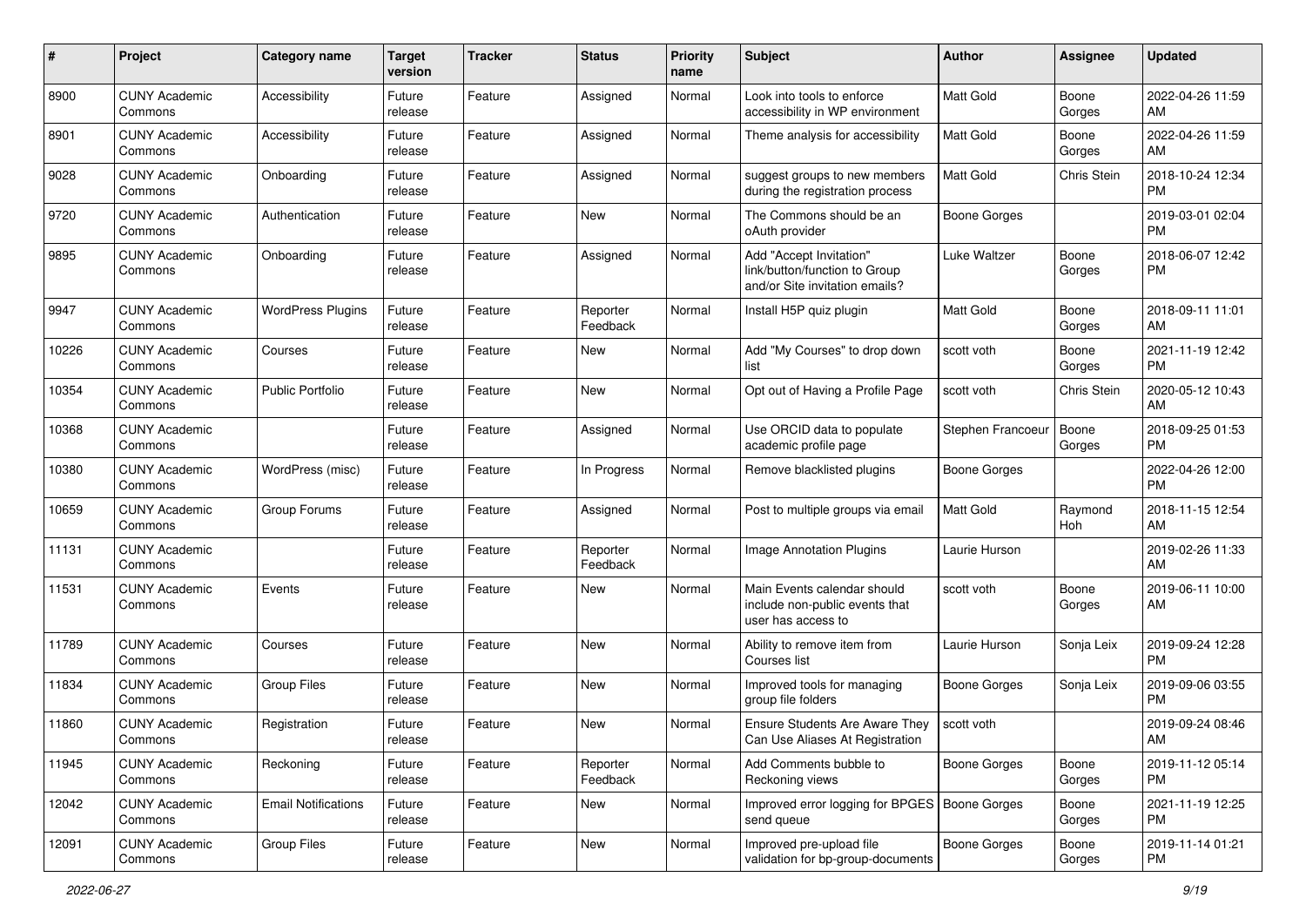| # | Project | Category name | Target version | Tracker | Status | Priority name | Subject | Author | Assignee | Updated |
|---|---|---|---|---|---|---|---|---|---|---|
| 8900 | CUNY Academic Commons | Accessibility | Future release | Feature | Assigned | Normal | Look into tools to enforce accessibility in WP environment | Matt Gold | Boone Gorges | 2022-04-26 11:59 AM |
| 8901 | CUNY Academic Commons | Accessibility | Future release | Feature | Assigned | Normal | Theme analysis for accessibility | Matt Gold | Boone Gorges | 2022-04-26 11:59 AM |
| 9028 | CUNY Academic Commons | Onboarding | Future release | Feature | Assigned | Normal | suggest groups to new members during the registration process | Matt Gold | Chris Stein | 2018-10-24 12:34 PM |
| 9720 | CUNY Academic Commons | Authentication | Future release | Feature | New | Normal | The Commons should be an oAuth provider | Boone Gorges | | 2019-03-01 02:04 PM |
| 9895 | CUNY Academic Commons | Onboarding | Future release | Feature | Assigned | Normal | Add "Accept Invitation" link/button/function to Group and/or Site invitation emails? | Luke Waltzer | Boone Gorges | 2018-06-07 12:42 PM |
| 9947 | CUNY Academic Commons | WordPress Plugins | Future release | Feature | Reporter Feedback | Normal | Install H5P quiz plugin | Matt Gold | Boone Gorges | 2018-09-11 11:01 AM |
| 10226 | CUNY Academic Commons | Courses | Future release | Feature | New | Normal | Add "My Courses" to drop down list | scott voth | Boone Gorges | 2021-11-19 12:42 PM |
| 10354 | CUNY Academic Commons | Public Portfolio | Future release | Feature | New | Normal | Opt out of Having a Profile Page | scott voth | Chris Stein | 2020-05-12 10:43 AM |
| 10368 | CUNY Academic Commons | | Future release | Feature | Assigned | Normal | Use ORCID data to populate academic profile page | Stephen Francoeur | Boone Gorges | 2018-09-25 01:53 PM |
| 10380 | CUNY Academic Commons | WordPress (misc) | Future release | Feature | In Progress | Normal | Remove blacklisted plugins | Boone Gorges | | 2022-04-26 12:00 PM |
| 10659 | CUNY Academic Commons | Group Forums | Future release | Feature | Assigned | Normal | Post to multiple groups via email | Matt Gold | Raymond Hoh | 2018-11-15 12:54 AM |
| 11131 | CUNY Academic Commons | | Future release | Feature | Reporter Feedback | Normal | Image Annotation Plugins | Laurie Hurson | | 2019-02-26 11:33 AM |
| 11531 | CUNY Academic Commons | Events | Future release | Feature | New | Normal | Main Events calendar should include non-public events that user has access to | scott voth | Boone Gorges | 2019-06-11 10:00 AM |
| 11789 | CUNY Academic Commons | Courses | Future release | Feature | New | Normal | Ability to remove item from Courses list | Laurie Hurson | Sonja Leix | 2019-09-24 12:28 PM |
| 11834 | CUNY Academic Commons | Group Files | Future release | Feature | New | Normal | Improved tools for managing group file folders | Boone Gorges | Sonja Leix | 2019-09-06 03:55 PM |
| 11860 | CUNY Academic Commons | Registration | Future release | Feature | New | Normal | Ensure Students Are Aware They Can Use Aliases At Registration | scott voth | | 2019-09-24 08:46 AM |
| 11945 | CUNY Academic Commons | Reckoning | Future release | Feature | Reporter Feedback | Normal | Add Comments bubble to Reckoning views | Boone Gorges | Boone Gorges | 2019-11-12 05:14 PM |
| 12042 | CUNY Academic Commons | Email Notifications | Future release | Feature | New | Normal | Improved error logging for BPGES send queue | Boone Gorges | Boone Gorges | 2021-11-19 12:25 PM |
| 12091 | CUNY Academic Commons | Group Files | Future release | Feature | New | Normal | Improved pre-upload file validation for bp-group-documents | Boone Gorges | Boone Gorges | 2019-11-14 01:21 PM |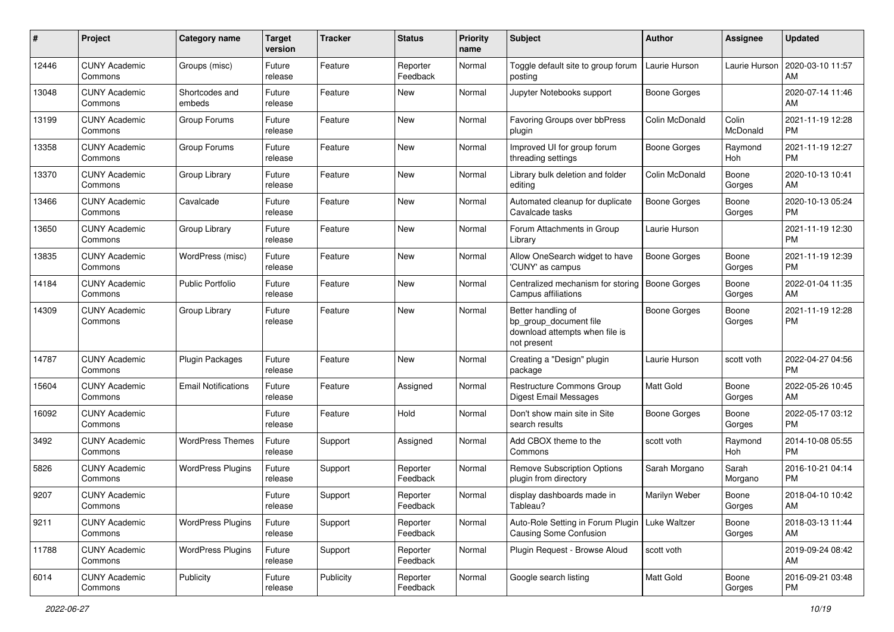| # | Project | Category name | Target version | Tracker | Status | Priority name | Subject | Author | Assignee | Updated |
|---|---|---|---|---|---|---|---|---|---|---|
| 12446 | CUNY Academic Commons | Groups (misc) | Future release | Feature | Reporter Feedback | Normal | Toggle default site to group forum posting | Laurie Hurson | Laurie Hurson | 2020-03-10 11:57 AM |
| 13048 | CUNY Academic Commons | Shortcodes and embeds | Future release | Feature | New | Normal | Jupyter Notebooks support | Boone Gorges | | 2020-07-14 11:46 AM |
| 13199 | CUNY Academic Commons | Group Forums | Future release | Feature | New | Normal | Favoring Groups over bbPress plugin | Colin McDonald | Colin McDonald | 2021-11-19 12:28 PM |
| 13358 | CUNY Academic Commons | Group Forums | Future release | Feature | New | Normal | Improved UI for group forum threading settings | Boone Gorges | Raymond Hoh | 2021-11-19 12:27 PM |
| 13370 | CUNY Academic Commons | Group Library | Future release | Feature | New | Normal | Library bulk deletion and folder editing | Colin McDonald | Boone Gorges | 2020-10-13 10:41 AM |
| 13466 | CUNY Academic Commons | Cavalcade | Future release | Feature | New | Normal | Automated cleanup for duplicate Cavalcade tasks | Boone Gorges | Boone Gorges | 2020-10-13 05:24 PM |
| 13650 | CUNY Academic Commons | Group Library | Future release | Feature | New | Normal | Forum Attachments in Group Library | Laurie Hurson | | 2021-11-19 12:30 PM |
| 13835 | CUNY Academic Commons | WordPress (misc) | Future release | Feature | New | Normal | Allow OneSearch widget to have 'CUNY' as campus | Boone Gorges | Boone Gorges | 2021-11-19 12:39 PM |
| 14184 | CUNY Academic Commons | Public Portfolio | Future release | Feature | New | Normal | Centralized mechanism for storing Campus affiliations | Boone Gorges | Boone Gorges | 2022-01-04 11:35 AM |
| 14309 | CUNY Academic Commons | Group Library | Future release | Feature | New | Normal | Better handling of bp_group_document file download attempts when file is not present | Boone Gorges | Boone Gorges | 2021-11-19 12:28 PM |
| 14787 | CUNY Academic Commons | Plugin Packages | Future release | Feature | New | Normal | Creating a "Design" plugin package | Laurie Hurson | scott voth | 2022-04-27 04:56 PM |
| 15604 | CUNY Academic Commons | Email Notifications | Future release | Feature | Assigned | Normal | Restructure Commons Group Digest Email Messages | Matt Gold | Boone Gorges | 2022-05-26 10:45 AM |
| 16092 | CUNY Academic Commons | | Future release | Feature | Hold | Normal | Don't show main site in Site search results | Boone Gorges | Boone Gorges | 2022-05-17 03:12 PM |
| 3492 | CUNY Academic Commons | WordPress Themes | Future release | Support | Assigned | Normal | Add CBOX theme to the Commons | scott voth | Raymond Hoh | 2014-10-08 05:55 PM |
| 5826 | CUNY Academic Commons | WordPress Plugins | Future release | Support | Reporter Feedback | Normal | Remove Subscription Options plugin from directory | Sarah Morgano | Sarah Morgano | 2016-10-21 04:14 PM |
| 9207 | CUNY Academic Commons | | Future release | Support | Reporter Feedback | Normal | display dashboards made in Tableau? | Marilyn Weber | Boone Gorges | 2018-04-10 10:42 AM |
| 9211 | CUNY Academic Commons | WordPress Plugins | Future release | Support | Reporter Feedback | Normal | Auto-Role Setting in Forum Plugin Causing Some Confusion | Luke Waltzer | Boone Gorges | 2018-03-13 11:44 AM |
| 11788 | CUNY Academic Commons | WordPress Plugins | Future release | Support | Reporter Feedback | Normal | Plugin Request - Browse Aloud | scott voth | | 2019-09-24 08:42 AM |
| 6014 | CUNY Academic Commons | Publicity | Future release | Publicity | Reporter Feedback | Normal | Google search listing | Matt Gold | Boone Gorges | 2016-09-21 03:48 PM |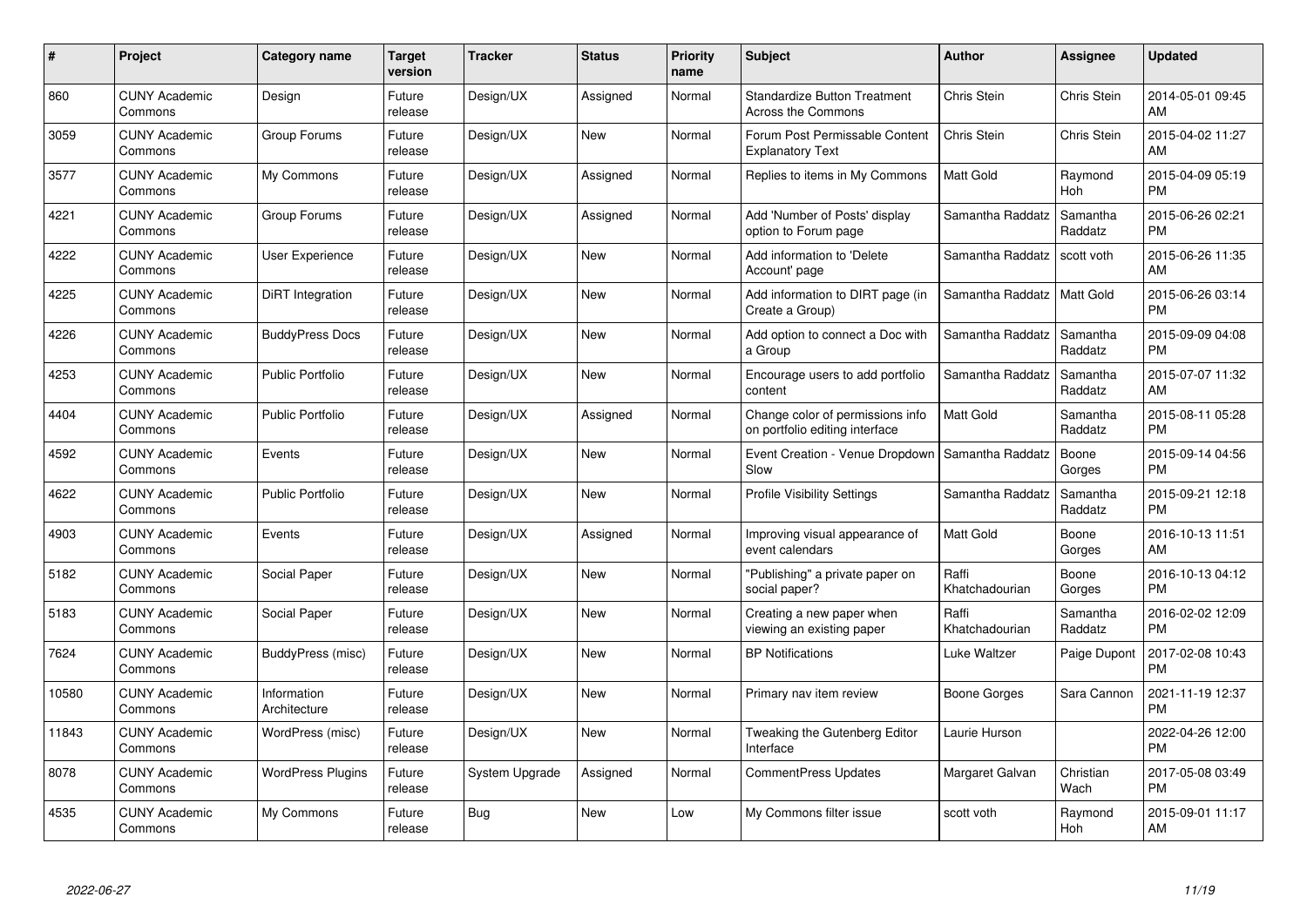| # | Project | Category name | Target version | Tracker | Status | Priority name | Subject | Author | Assignee | Updated |
|---|---|---|---|---|---|---|---|---|---|---|
| 860 | CUNY Academic Commons | Design | Future release | Design/UX | Assigned | Normal | Standardize Button Treatment Across the Commons | Chris Stein | Chris Stein | 2014-05-01 09:45 AM |
| 3059 | CUNY Academic Commons | Group Forums | Future release | Design/UX | New | Normal | Forum Post Permissable Content Explanatory Text | Chris Stein | Chris Stein | 2015-04-02 11:27 AM |
| 3577 | CUNY Academic Commons | My Commons | Future release | Design/UX | Assigned | Normal | Replies to items in My Commons | Matt Gold | Raymond Hoh | 2015-04-09 05:19 PM |
| 4221 | CUNY Academic Commons | Group Forums | Future release | Design/UX | Assigned | Normal | Add 'Number of Posts' display option to Forum page | Samantha Raddatz | Samantha Raddatz | 2015-06-26 02:21 PM |
| 4222 | CUNY Academic Commons | User Experience | Future release | Design/UX | New | Normal | Add information to 'Delete Account' page | Samantha Raddatz | scott voth | 2015-06-26 11:35 AM |
| 4225 | CUNY Academic Commons | DiRT Integration | Future release | Design/UX | New | Normal | Add information to DIRT page (in Create a Group) | Samantha Raddatz | Matt Gold | 2015-06-26 03:14 PM |
| 4226 | CUNY Academic Commons | BuddyPress Docs | Future release | Design/UX | New | Normal | Add option to connect a Doc with a Group | Samantha Raddatz | Samantha Raddatz | 2015-09-09 04:08 PM |
| 4253 | CUNY Academic Commons | Public Portfolio | Future release | Design/UX | New | Normal | Encourage users to add portfolio content | Samantha Raddatz | Samantha Raddatz | 2015-07-07 11:32 AM |
| 4404 | CUNY Academic Commons | Public Portfolio | Future release | Design/UX | Assigned | Normal | Change color of permissions info on portfolio editing interface | Matt Gold | Samantha Raddatz | 2015-08-11 05:28 PM |
| 4592 | CUNY Academic Commons | Events | Future release | Design/UX | New | Normal | Event Creation - Venue Dropdown Slow | Samantha Raddatz | Boone Gorges | 2015-09-14 04:56 PM |
| 4622 | CUNY Academic Commons | Public Portfolio | Future release | Design/UX | New | Normal | Profile Visibility Settings | Samantha Raddatz | Samantha Raddatz | 2015-09-21 12:18 PM |
| 4903 | CUNY Academic Commons | Events | Future release | Design/UX | Assigned | Normal | Improving visual appearance of event calendars | Matt Gold | Boone Gorges | 2016-10-13 11:51 AM |
| 5182 | CUNY Academic Commons | Social Paper | Future release | Design/UX | New | Normal | "Publishing" a private paper on social paper? | Raffi Khatchadourian | Boone Gorges | 2016-10-13 04:12 PM |
| 5183 | CUNY Academic Commons | Social Paper | Future release | Design/UX | New | Normal | Creating a new paper when viewing an existing paper | Raffi Khatchadourian | Samantha Raddatz | 2016-02-02 12:09 PM |
| 7624 | CUNY Academic Commons | BuddyPress (misc) | Future release | Design/UX | New | Normal | BP Notifications | Luke Waltzer | Paige Dupont | 2017-02-08 10:43 PM |
| 10580 | CUNY Academic Commons | Information Architecture | Future release | Design/UX | New | Normal | Primary nav item review | Boone Gorges | Sara Cannon | 2021-11-19 12:37 PM |
| 11843 | CUNY Academic Commons | WordPress (misc) | Future release | Design/UX | New | Normal | Tweaking the Gutenberg Editor Interface | Laurie Hurson | | 2022-04-26 12:00 PM |
| 8078 | CUNY Academic Commons | WordPress Plugins | Future release | System Upgrade | Assigned | Normal | CommentPress Updates | Margaret Galvan | Christian Wach | 2017-05-08 03:49 PM |
| 4535 | CUNY Academic Commons | My Commons | Future release | Bug | New | Low | My Commons filter issue | scott voth | Raymond Hoh | 2015-09-01 11:17 AM |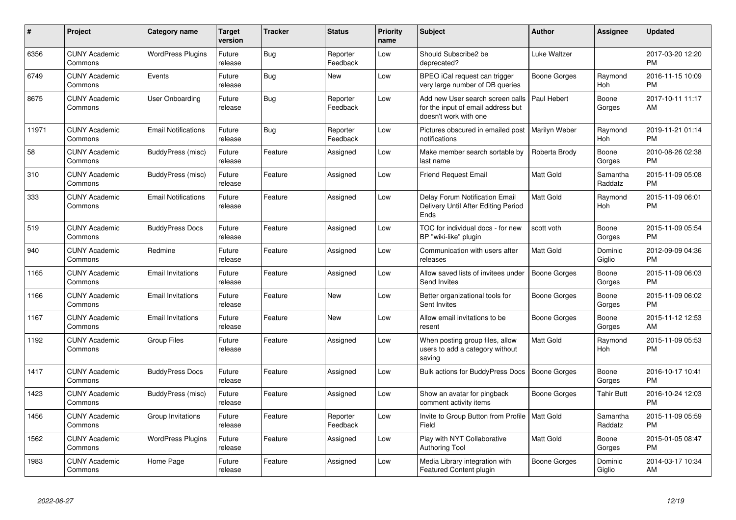| # | Project | Category name | Target version | Tracker | Status | Priority name | Subject | Author | Assignee | Updated |
|---|---|---|---|---|---|---|---|---|---|---|
| 6356 | CUNY Academic Commons | WordPress Plugins | Future release | Bug | Reporter Feedback | Low | Should Subscribe2 be deprecated? | Luke Waltzer | | 2017-03-20 12:20 PM |
| 6749 | CUNY Academic Commons | Events | Future release | Bug | New | Low | BPEO iCal request can trigger very large number of DB queries | Boone Gorges | Raymond Hoh | 2016-11-15 10:09 PM |
| 8675 | CUNY Academic Commons | User Onboarding | Future release | Bug | Reporter Feedback | Low | Add new User search screen calls for the input of email address but doesn't work with one | Paul Hebert | Boone Gorges | 2017-10-11 11:17 AM |
| 11971 | CUNY Academic Commons | Email Notifications | Future release | Bug | Reporter Feedback | Low | Pictures obscured in emailed post notifications | Marilyn Weber | Raymond Hoh | 2019-11-21 01:14 PM |
| 58 | CUNY Academic Commons | BuddyPress (misc) | Future release | Feature | Assigned | Low | Make member search sortable by last name | Roberta Brody | Boone Gorges | 2010-08-26 02:38 PM |
| 310 | CUNY Academic Commons | BuddyPress (misc) | Future release | Feature | Assigned | Low | Friend Request Email | Matt Gold | Samantha Raddatz | 2015-11-09 05:08 PM |
| 333 | CUNY Academic Commons | Email Notifications | Future release | Feature | Assigned | Low | Delay Forum Notification Email Delivery Until After Editing Period Ends | Matt Gold | Raymond Hoh | 2015-11-09 06:01 PM |
| 519 | CUNY Academic Commons | BuddyPress Docs | Future release | Feature | Assigned | Low | TOC for individual docs - for new BP "wiki-like" plugin | scott voth | Boone Gorges | 2015-11-09 05:54 PM |
| 940 | CUNY Academic Commons | Redmine | Future release | Feature | Assigned | Low | Communication with users after releases | Matt Gold | Dominic Giglio | 2012-09-09 04:36 PM |
| 1165 | CUNY Academic Commons | Email Invitations | Future release | Feature | Assigned | Low | Allow saved lists of invitees under Send Invites | Boone Gorges | Boone Gorges | 2015-11-09 06:03 PM |
| 1166 | CUNY Academic Commons | Email Invitations | Future release | Feature | New | Low | Better organizational tools for Sent Invites | Boone Gorges | Boone Gorges | 2015-11-09 06:02 PM |
| 1167 | CUNY Academic Commons | Email Invitations | Future release | Feature | New | Low | Allow email invitations to be resent | Boone Gorges | Boone Gorges | 2015-11-12 12:53 AM |
| 1192 | CUNY Academic Commons | Group Files | Future release | Feature | Assigned | Low | When posting group files, allow users to add a category without saving | Matt Gold | Raymond Hoh | 2015-11-09 05:53 PM |
| 1417 | CUNY Academic Commons | BuddyPress Docs | Future release | Feature | Assigned | Low | Bulk actions for BuddyPress Docs | Boone Gorges | Boone Gorges | 2016-10-17 10:41 PM |
| 1423 | CUNY Academic Commons | BuddyPress (misc) | Future release | Feature | Assigned | Low | Show an avatar for pingback comment activity items | Boone Gorges | Tahir Butt | 2016-10-24 12:03 PM |
| 1456 | CUNY Academic Commons | Group Invitations | Future release | Feature | Reporter Feedback | Low | Invite to Group Button from Profile Field | Matt Gold | Samantha Raddatz | 2015-11-09 05:59 PM |
| 1562 | CUNY Academic Commons | WordPress Plugins | Future release | Feature | Assigned | Low | Play with NYT Collaborative Authoring Tool | Matt Gold | Boone Gorges | 2015-01-05 08:47 PM |
| 1983 | CUNY Academic Commons | Home Page | Future release | Feature | Assigned | Low | Media Library integration with Featured Content plugin | Boone Gorges | Dominic Giglio | 2014-03-17 10:34 AM |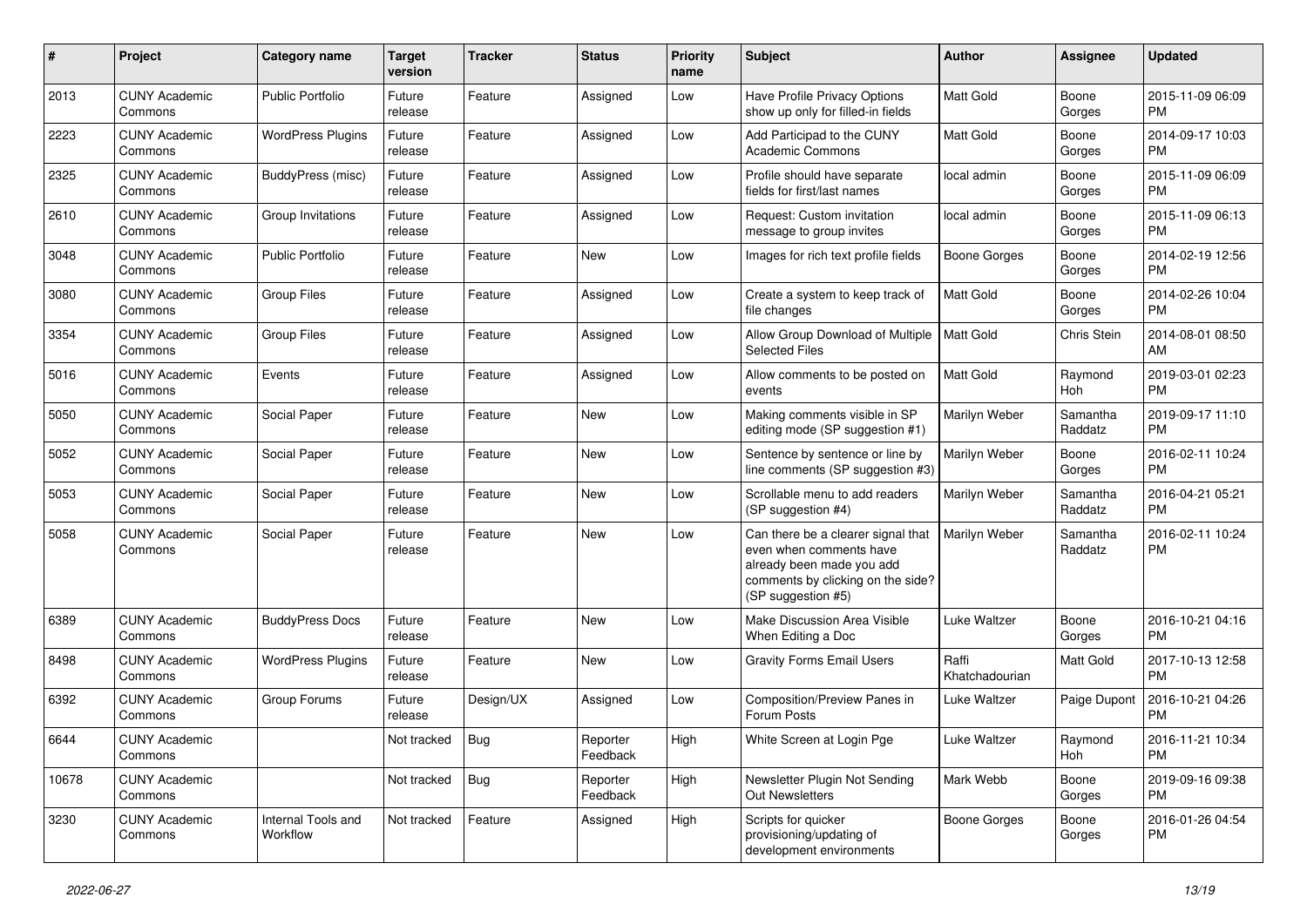| # | Project | Category name | Target version | Tracker | Status | Priority name | Subject | Author | Assignee | Updated |
|---|---|---|---|---|---|---|---|---|---|---|
| 2013 | CUNY Academic Commons | Public Portfolio | Future release | Feature | Assigned | Low | Have Profile Privacy Options show up only for filled-in fields | Matt Gold | Boone Gorges | 2015-11-09 06:09 PM |
| 2223 | CUNY Academic Commons | WordPress Plugins | Future release | Feature | Assigned | Low | Add Participad to the CUNY Academic Commons | Matt Gold | Boone Gorges | 2014-09-17 10:03 PM |
| 2325 | CUNY Academic Commons | BuddyPress (misc) | Future release | Feature | Assigned | Low | Profile should have separate fields for first/last names | local admin | Boone Gorges | 2015-11-09 06:09 PM |
| 2610 | CUNY Academic Commons | Group Invitations | Future release | Feature | Assigned | Low | Request: Custom invitation message to group invites | local admin | Boone Gorges | 2015-11-09 06:13 PM |
| 3048 | CUNY Academic Commons | Public Portfolio | Future release | Feature | New | Low | Images for rich text profile fields | Boone Gorges | Boone Gorges | 2014-02-19 12:56 PM |
| 3080 | CUNY Academic Commons | Group Files | Future release | Feature | Assigned | Low | Create a system to keep track of file changes | Matt Gold | Boone Gorges | 2014-02-26 10:04 PM |
| 3354 | CUNY Academic Commons | Group Files | Future release | Feature | Assigned | Low | Allow Group Download of Multiple Selected Files | Matt Gold | Chris Stein | 2014-08-01 08:50 AM |
| 5016 | CUNY Academic Commons | Events | Future release | Feature | Assigned | Low | Allow comments to be posted on events | Matt Gold | Raymond Hoh | 2019-03-01 02:23 PM |
| 5050 | CUNY Academic Commons | Social Paper | Future release | Feature | New | Low | Making comments visible in SP editing mode (SP suggestion #1) | Marilyn Weber | Samantha Raddatz | 2019-09-17 11:10 PM |
| 5052 | CUNY Academic Commons | Social Paper | Future release | Feature | New | Low | Sentence by sentence or line by line comments (SP suggestion #3) | Marilyn Weber | Boone Gorges | 2016-02-11 10:24 PM |
| 5053 | CUNY Academic Commons | Social Paper | Future release | Feature | New | Low | Scrollable menu to add readers (SP suggestion #4) | Marilyn Weber | Samantha Raddatz | 2016-04-21 05:21 PM |
| 5058 | CUNY Academic Commons | Social Paper | Future release | Feature | New | Low | Can there be a clearer signal that even when comments have already been made you add comments by clicking on the side? (SP suggestion #5) | Marilyn Weber | Samantha Raddatz | 2016-02-11 10:24 PM |
| 6389 | CUNY Academic Commons | BuddyPress Docs | Future release | Feature | New | Low | Make Discussion Area Visible When Editing a Doc | Luke Waltzer | Boone Gorges | 2016-10-21 04:16 PM |
| 8498 | CUNY Academic Commons | WordPress Plugins | Future release | Feature | New | Low | Gravity Forms Email Users | Raffi Khatchadourian | Matt Gold | 2017-10-13 12:58 PM |
| 6392 | CUNY Academic Commons | Group Forums | Future release | Design/UX | Assigned | Low | Composition/Preview Panes in Forum Posts | Luke Waltzer | Paige Dupont | 2016-10-21 04:26 PM |
| 6644 | CUNY Academic Commons | | Not tracked | Bug | Reporter Feedback | High | White Screen at Login Pge | Luke Waltzer | Raymond Hoh | 2016-11-21 10:34 PM |
| 10678 | CUNY Academic Commons | | Not tracked | Bug | Reporter Feedback | High | Newsletter Plugin Not Sending Out Newsletters | Mark Webb | Boone Gorges | 2019-09-16 09:38 PM |
| 3230 | CUNY Academic Commons | Internal Tools and Workflow | Not tracked | Feature | Assigned | High | Scripts for quicker provisioning/updating of development environments | Boone Gorges | Boone Gorges | 2016-01-26 04:54 PM |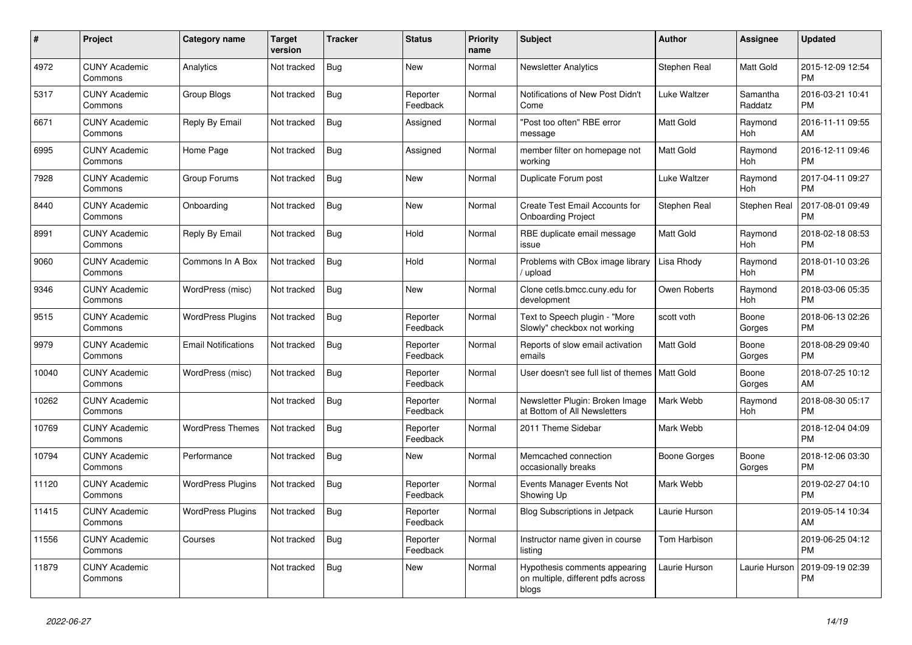| # | Project | Category name | Target version | Tracker | Status | Priority name | Subject | Author | Assignee | Updated |
|---|---|---|---|---|---|---|---|---|---|---|
| 4972 | CUNY Academic Commons | Analytics | Not tracked | Bug | New | Normal | Newsletter Analytics | Stephen Real | Matt Gold | 2015-12-09 12:54 PM |
| 5317 | CUNY Academic Commons | Group Blogs | Not tracked | Bug | Reporter Feedback | Normal | Notifications of New Post Didn't Come | Luke Waltzer | Samantha Raddatz | 2016-03-21 10:41 PM |
| 6671 | CUNY Academic Commons | Reply By Email | Not tracked | Bug | Assigned | Normal | "Post too often" RBE error message | Matt Gold | Raymond Hoh | 2016-11-11 09:55 AM |
| 6995 | CUNY Academic Commons | Home Page | Not tracked | Bug | Assigned | Normal | member filter on homepage not working | Matt Gold | Raymond Hoh | 2016-12-11 09:46 PM |
| 7928 | CUNY Academic Commons | Group Forums | Not tracked | Bug | New | Normal | Duplicate Forum post | Luke Waltzer | Raymond Hoh | 2017-04-11 09:27 PM |
| 8440 | CUNY Academic Commons | Onboarding | Not tracked | Bug | New | Normal | Create Test Email Accounts for Onboarding Project | Stephen Real | Stephen Real | 2017-08-01 09:49 PM |
| 8991 | CUNY Academic Commons | Reply By Email | Not tracked | Bug | Hold | Normal | RBE duplicate email message issue | Matt Gold | Raymond Hoh | 2018-02-18 08:53 PM |
| 9060 | CUNY Academic Commons | Commons In A Box | Not tracked | Bug | Hold | Normal | Problems with CBox image library / upload | Lisa Rhody | Raymond Hoh | 2018-01-10 03:26 PM |
| 9346 | CUNY Academic Commons | WordPress (misc) | Not tracked | Bug | New | Normal | Clone cetls.bmcc.cuny.edu for development | Owen Roberts | Raymond Hoh | 2018-03-06 05:35 PM |
| 9515 | CUNY Academic Commons | WordPress Plugins | Not tracked | Bug | Reporter Feedback | Normal | Text to Speech plugin - "More Slowly" checkbox not working | scott voth | Boone Gorges | 2018-06-13 02:26 PM |
| 9979 | CUNY Academic Commons | Email Notifications | Not tracked | Bug | Reporter Feedback | Normal | Reports of slow email activation emails | Matt Gold | Boone Gorges | 2018-08-29 09:40 PM |
| 10040 | CUNY Academic Commons | WordPress (misc) | Not tracked | Bug | Reporter Feedback | Normal | User doesn't see full list of themes | Matt Gold | Boone Gorges | 2018-07-25 10:12 AM |
| 10262 | CUNY Academic Commons | | Not tracked | Bug | Reporter Feedback | Normal | Newsletter Plugin: Broken Image at Bottom of All Newsletters | Mark Webb | Raymond Hoh | 2018-08-30 05:17 PM |
| 10769 | CUNY Academic Commons | WordPress Themes | Not tracked | Bug | Reporter Feedback | Normal | 2011 Theme Sidebar | Mark Webb | | 2018-12-04 04:09 PM |
| 10794 | CUNY Academic Commons | Performance | Not tracked | Bug | New | Normal | Memcached connection occasionally breaks | Boone Gorges | Boone Gorges | 2018-12-06 03:30 PM |
| 11120 | CUNY Academic Commons | WordPress Plugins | Not tracked | Bug | Reporter Feedback | Normal | Events Manager Events Not Showing Up | Mark Webb | | 2019-02-27 04:10 PM |
| 11415 | CUNY Academic Commons | WordPress Plugins | Not tracked | Bug | Reporter Feedback | Normal | Blog Subscriptions in Jetpack | Laurie Hurson | | 2019-05-14 10:34 AM |
| 11556 | CUNY Academic Commons | Courses | Not tracked | Bug | Reporter Feedback | Normal | Instructor name given in course listing | Tom Harbison | | 2019-06-25 04:12 PM |
| 11879 | CUNY Academic Commons | | Not tracked | Bug | New | Normal | Hypothesis comments appearing on multiple, different pdfs across blogs | Laurie Hurson | Laurie Hurson | 2019-09-19 02:39 PM |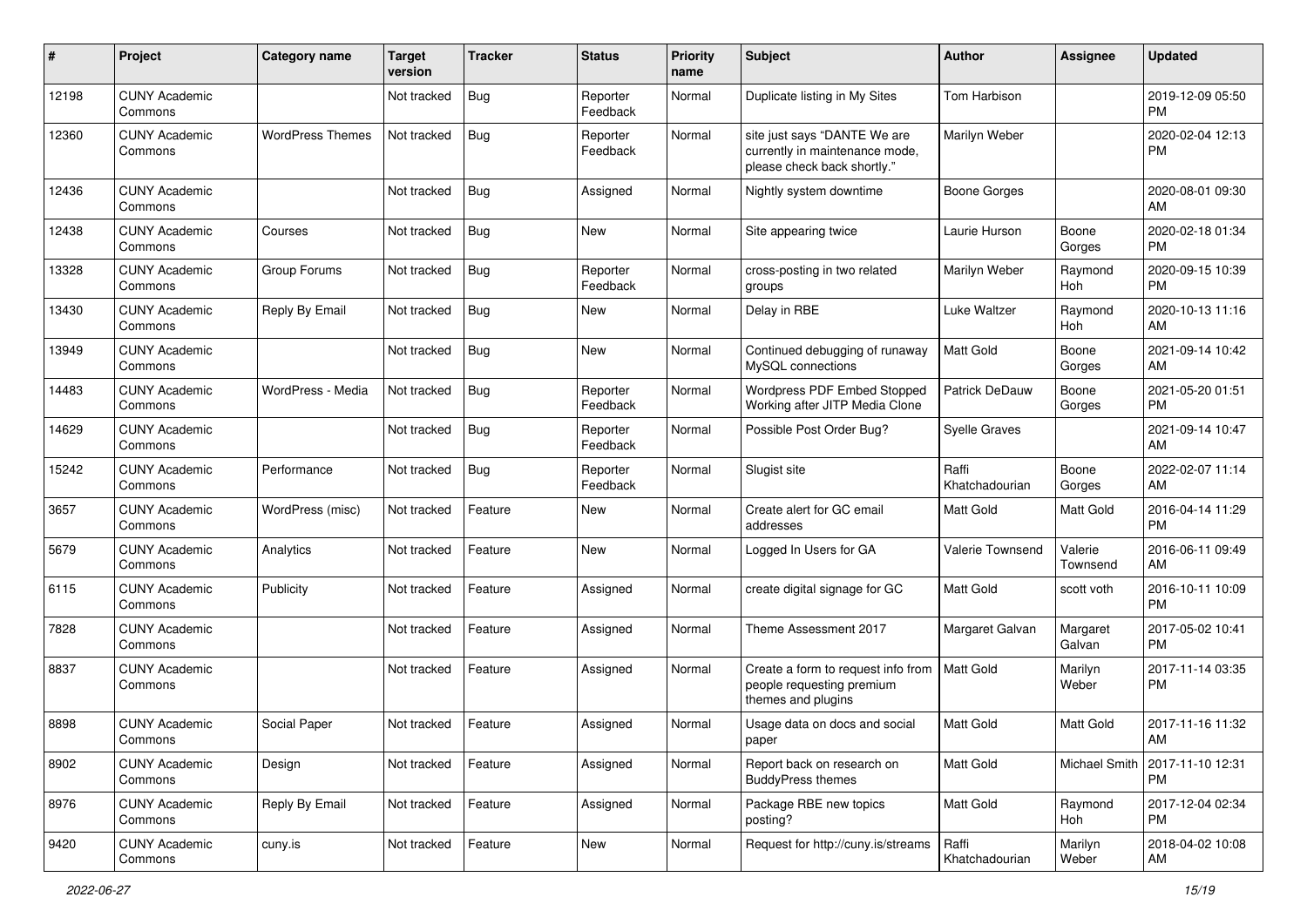| # | Project | Category name | Target version | Tracker | Status | Priority name | Subject | Author | Assignee | Updated |
|---|---|---|---|---|---|---|---|---|---|---|
| 12198 | CUNY Academic Commons | | Not tracked | Bug | Reporter Feedback | Normal | Duplicate listing in My Sites | Tom Harbison | | 2019-12-09 05:50 PM |
| 12360 | CUNY Academic Commons | WordPress Themes | Not tracked | Bug | Reporter Feedback | Normal | site just says "DANTE We are currently in maintenance mode, please check back shortly." | Marilyn Weber | | 2020-02-04 12:13 PM |
| 12436 | CUNY Academic Commons | | Not tracked | Bug | Assigned | Normal | Nightly system downtime | Boone Gorges | | 2020-08-01 09:30 AM |
| 12438 | CUNY Academic Commons | Courses | Not tracked | Bug | New | Normal | Site appearing twice | Laurie Hurson | Boone Gorges | 2020-02-18 01:34 PM |
| 13328 | CUNY Academic Commons | Group Forums | Not tracked | Bug | Reporter Feedback | Normal | cross-posting in two related groups | Marilyn Weber | Raymond Hoh | 2020-09-15 10:39 PM |
| 13430 | CUNY Academic Commons | Reply By Email | Not tracked | Bug | New | Normal | Delay in RBE | Luke Waltzer | Raymond Hoh | 2020-10-13 11:16 AM |
| 13949 | CUNY Academic Commons | | Not tracked | Bug | New | Normal | Continued debugging of runaway MySQL connections | Matt Gold | Boone Gorges | 2021-09-14 10:42 AM |
| 14483 | CUNY Academic Commons | WordPress - Media | Not tracked | Bug | Reporter Feedback | Normal | Wordpress PDF Embed Stopped Working after JITP Media Clone | Patrick DeDauw | Boone Gorges | 2021-05-20 01:51 PM |
| 14629 | CUNY Academic Commons | | Not tracked | Bug | Reporter Feedback | Normal | Possible Post Order Bug? | Syelle Graves | | 2021-09-14 10:47 AM |
| 15242 | CUNY Academic Commons | Performance | Not tracked | Bug | Reporter Feedback | Normal | Slugist site | Raffi Khatchadourian | Boone Gorges | 2022-02-07 11:14 AM |
| 3657 | CUNY Academic Commons | WordPress (misc) | Not tracked | Feature | New | Normal | Create alert for GC email addresses | Matt Gold | Matt Gold | 2016-04-14 11:29 PM |
| 5679 | CUNY Academic Commons | Analytics | Not tracked | Feature | New | Normal | Logged In Users for GA | Valerie Townsend | Valerie Townsend | 2016-06-11 09:49 AM |
| 6115 | CUNY Academic Commons | Publicity | Not tracked | Feature | Assigned | Normal | create digital signage for GC | Matt Gold | scott voth | 2016-10-11 10:09 PM |
| 7828 | CUNY Academic Commons | | Not tracked | Feature | Assigned | Normal | Theme Assessment 2017 | Margaret Galvan | Margaret Galvan | 2017-05-02 10:41 PM |
| 8837 | CUNY Academic Commons | | Not tracked | Feature | Assigned | Normal | Create a form to request info from people requesting premium themes and plugins | Matt Gold | Marilyn Weber | 2017-11-14 03:35 PM |
| 8898 | CUNY Academic Commons | Social Paper | Not tracked | Feature | Assigned | Normal | Usage data on docs and social paper | Matt Gold | Matt Gold | 2017-11-16 11:32 AM |
| 8902 | CUNY Academic Commons | Design | Not tracked | Feature | Assigned | Normal | Report back on research on BuddyPress themes | Matt Gold | Michael Smith | 2017-11-10 12:31 PM |
| 8976 | CUNY Academic Commons | Reply By Email | Not tracked | Feature | Assigned | Normal | Package RBE new topics posting? | Matt Gold | Raymond Hoh | 2017-12-04 02:34 PM |
| 9420 | CUNY Academic Commons | cuny.is | Not tracked | Feature | New | Normal | Request for http://cuny.is/streams | Raffi Khatchadourian | Marilyn Weber | 2018-04-02 10:08 AM |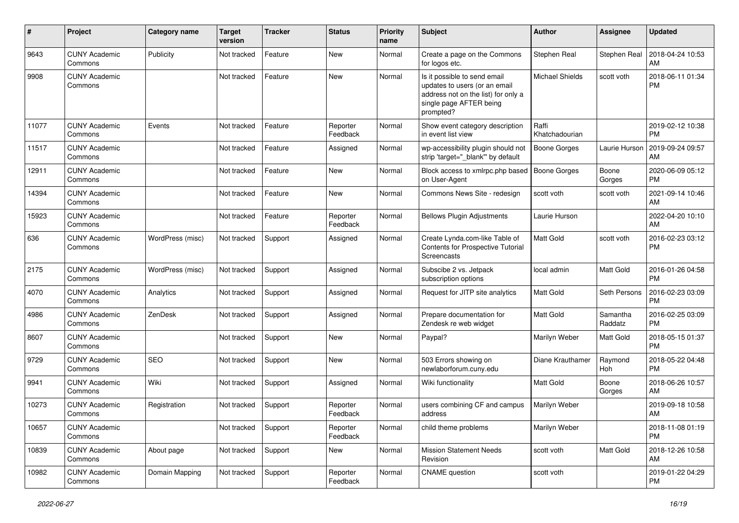| # | Project | Category name | Target version | Tracker | Status | Priority name | Subject | Author | Assignee | Updated |
|---|---|---|---|---|---|---|---|---|---|---|
| 9643 | CUNY Academic Commons | Publicity | Not tracked | Feature | New | Normal | Create a page on the Commons for logos etc. | Stephen Real | Stephen Real | 2018-04-24 10:53 AM |
| 9908 | CUNY Academic Commons | | Not tracked | Feature | New | Normal | Is it possible to send email updates to users (or an email address not on the list) for only a single page AFTER being prompted? | Michael Shields | scott voth | 2018-06-11 01:34 PM |
| 11077 | CUNY Academic Commons | Events | Not tracked | Feature | Reporter Feedback | Normal | Show event category description in event list view | Raffi Khatchadourian | | 2019-02-12 10:38 PM |
| 11517 | CUNY Academic Commons | | Not tracked | Feature | Assigned | Normal | wp-accessibility plugin should not strip 'target="_blank"' by default | Boone Gorges | Laurie Hurson | 2019-09-24 09:57 AM |
| 12911 | CUNY Academic Commons | | Not tracked | Feature | New | Normal | Block access to xmlrpc.php based on User-Agent | Boone Gorges | Boone Gorges | 2020-06-09 05:12 PM |
| 14394 | CUNY Academic Commons | | Not tracked | Feature | New | Normal | Commons News Site - redesign | scott voth | scott voth | 2021-09-14 10:46 AM |
| 15923 | CUNY Academic Commons | | Not tracked | Feature | Reporter Feedback | Normal | Bellows Plugin Adjustments | Laurie Hurson | | 2022-04-20 10:10 AM |
| 636 | CUNY Academic Commons | WordPress (misc) | Not tracked | Support | Assigned | Normal | Create Lynda.com-like Table of Contents for Prospective Tutorial Screencasts | Matt Gold | scott voth | 2016-02-23 03:12 PM |
| 2175 | CUNY Academic Commons | WordPress (misc) | Not tracked | Support | Assigned | Normal | Subscibe 2 vs. Jetpack subscription options | local admin | Matt Gold | 2016-01-26 04:58 PM |
| 4070 | CUNY Academic Commons | Analytics | Not tracked | Support | Assigned | Normal | Request for JITP site analytics | Matt Gold | Seth Persons | 2016-02-23 03:09 PM |
| 4986 | CUNY Academic Commons | ZenDesk | Not tracked | Support | Assigned | Normal | Prepare documentation for Zendesk re web widget | Matt Gold | Samantha Raddatz | 2016-02-25 03:09 PM |
| 8607 | CUNY Academic Commons | | Not tracked | Support | New | Normal | Paypal? | Marilyn Weber | Matt Gold | 2018-05-15 01:37 PM |
| 9729 | CUNY Academic Commons | SEO | Not tracked | Support | New | Normal | 503 Errors showing on newlaborforum.cuny.edu | Diane Krauthamer | Raymond Hoh | 2018-05-22 04:48 PM |
| 9941 | CUNY Academic Commons | Wiki | Not tracked | Support | Assigned | Normal | Wiki functionality | Matt Gold | Boone Gorges | 2018-06-26 10:57 AM |
| 10273 | CUNY Academic Commons | Registration | Not tracked | Support | Reporter Feedback | Normal | users combining CF and campus address | Marilyn Weber | | 2019-09-18 10:58 AM |
| 10657 | CUNY Academic Commons | | Not tracked | Support | Reporter Feedback | Normal | child theme problems | Marilyn Weber | | 2018-11-08 01:19 PM |
| 10839 | CUNY Academic Commons | About page | Not tracked | Support | New | Normal | Mission Statement Needs Revision | scott voth | Matt Gold | 2018-12-26 10:58 AM |
| 10982 | CUNY Academic Commons | Domain Mapping | Not tracked | Support | Reporter Feedback | Normal | CNAME question | scott voth | | 2019-01-22 04:29 PM |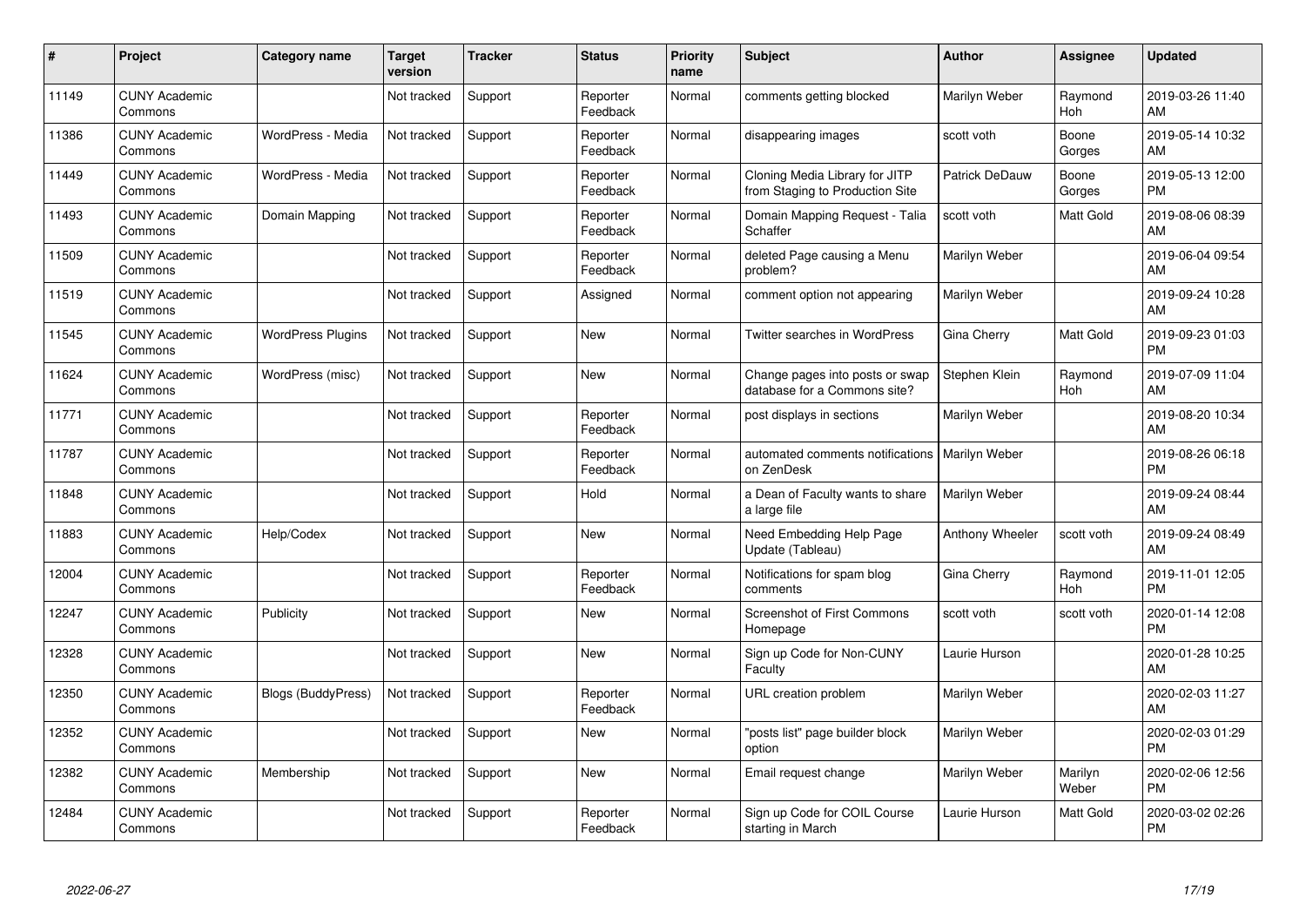| # | Project | Category name | Target version | Tracker | Status | Priority name | Subject | Author | Assignee | Updated |
|---|---|---|---|---|---|---|---|---|---|---|
| 11149 | CUNY Academic Commons | | Not tracked | Support | Reporter Feedback | Normal | comments getting blocked | Marilyn Weber | Raymond Hoh | 2019-03-26 11:40 AM |
| 11386 | CUNY Academic Commons | WordPress - Media | Not tracked | Support | Reporter Feedback | Normal | disappearing images | scott voth | Boone Gorges | 2019-05-14 10:32 AM |
| 11449 | CUNY Academic Commons | WordPress - Media | Not tracked | Support | Reporter Feedback | Normal | Cloning Media Library for JITP from Staging to Production Site | Patrick DeDauw | Boone Gorges | 2019-05-13 12:00 PM |
| 11493 | CUNY Academic Commons | Domain Mapping | Not tracked | Support | Reporter Feedback | Normal | Domain Mapping Request - Talia Schaffer | scott voth | Matt Gold | 2019-08-06 08:39 AM |
| 11509 | CUNY Academic Commons | | Not tracked | Support | Reporter Feedback | Normal | deleted Page causing a Menu problem? | Marilyn Weber | | 2019-06-04 09:54 AM |
| 11519 | CUNY Academic Commons | | Not tracked | Support | Assigned | Normal | comment option not appearing | Marilyn Weber | | 2019-09-24 10:28 AM |
| 11545 | CUNY Academic Commons | WordPress Plugins | Not tracked | Support | New | Normal | Twitter searches in WordPress | Gina Cherry | Matt Gold | 2019-09-23 01:03 PM |
| 11624 | CUNY Academic Commons | WordPress (misc) | Not tracked | Support | New | Normal | Change pages into posts or swap database for a Commons site? | Stephen Klein | Raymond Hoh | 2019-07-09 11:04 AM |
| 11771 | CUNY Academic Commons | | Not tracked | Support | Reporter Feedback | Normal | post displays in sections | Marilyn Weber | | 2019-08-20 10:34 AM |
| 11787 | CUNY Academic Commons | | Not tracked | Support | Reporter Feedback | Normal | automated comments notifications on ZenDesk | Marilyn Weber | | 2019-08-26 06:18 PM |
| 11848 | CUNY Academic Commons | | Not tracked | Support | Hold | Normal | a Dean of Faculty wants to share a large file | Marilyn Weber | | 2019-09-24 08:44 AM |
| 11883 | CUNY Academic Commons | Help/Codex | Not tracked | Support | New | Normal | Need Embedding Help Page Update (Tableau) | Anthony Wheeler | scott voth | 2019-09-24 08:49 AM |
| 12004 | CUNY Academic Commons | | Not tracked | Support | Reporter Feedback | Normal | Notifications for spam blog comments | Gina Cherry | Raymond Hoh | 2019-11-01 12:05 PM |
| 12247 | CUNY Academic Commons | Publicity | Not tracked | Support | New | Normal | Screenshot of First Commons Homepage | scott voth | scott voth | 2020-01-14 12:08 PM |
| 12328 | CUNY Academic Commons | | Not tracked | Support | New | Normal | Sign up Code for Non-CUNY Faculty | Laurie Hurson | | 2020-01-28 10:25 AM |
| 12350 | CUNY Academic Commons | Blogs (BuddyPress) | Not tracked | Support | Reporter Feedback | Normal | URL creation problem | Marilyn Weber | | 2020-02-03 11:27 AM |
| 12352 | CUNY Academic Commons | | Not tracked | Support | New | Normal | "posts list" page builder block option | Marilyn Weber | | 2020-02-03 01:29 PM |
| 12382 | CUNY Academic Commons | Membership | Not tracked | Support | New | Normal | Email request change | Marilyn Weber | Marilyn Weber | 2020-02-06 12:56 PM |
| 12484 | CUNY Academic Commons | | Not tracked | Support | Reporter Feedback | Normal | Sign up Code for COIL Course starting in March | Laurie Hurson | Matt Gold | 2020-03-02 02:26 PM |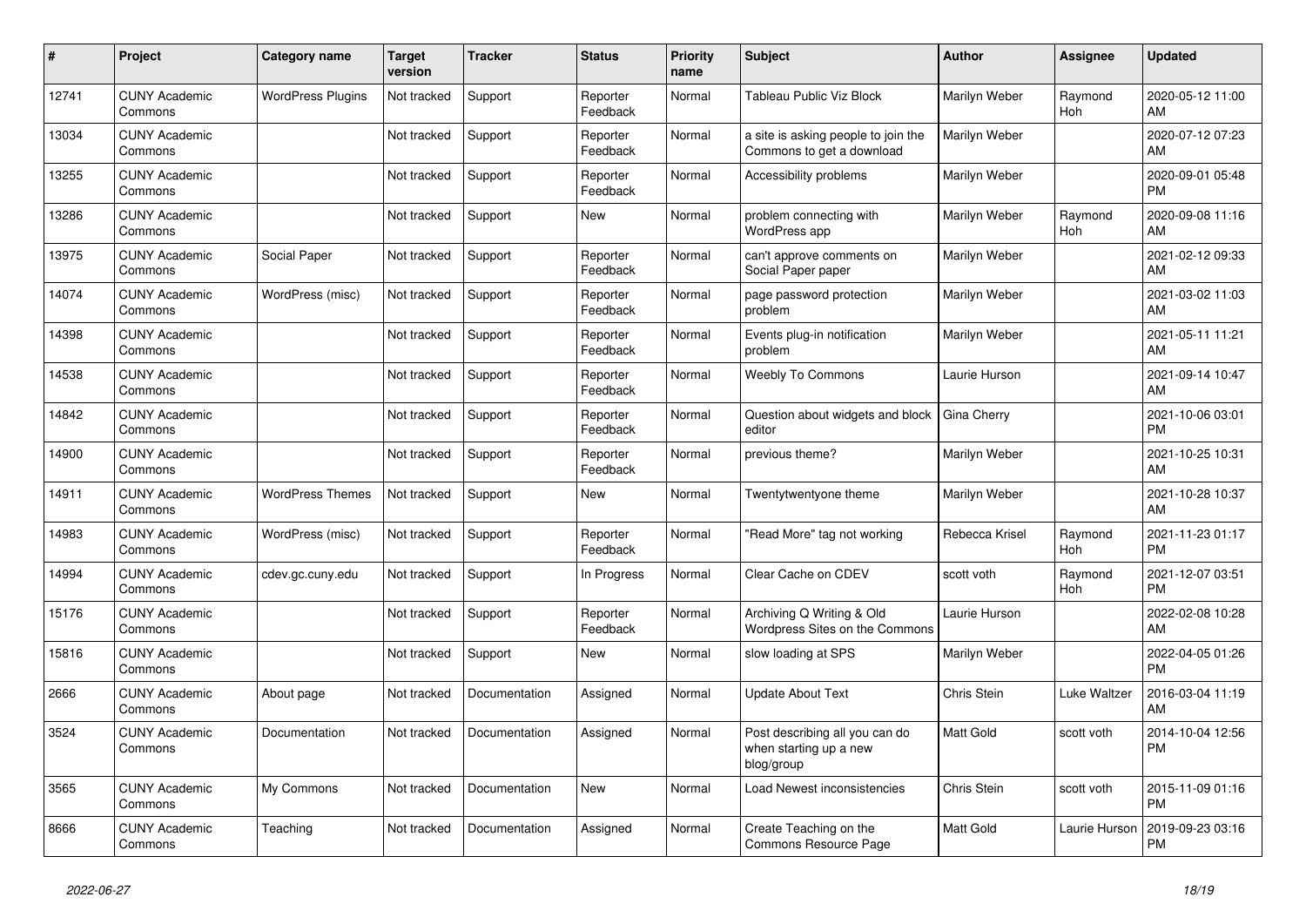| # | Project | Category name | Target version | Tracker | Status | Priority name | Subject | Author | Assignee | Updated |
|---|---|---|---|---|---|---|---|---|---|---|
| 12741 | CUNY Academic Commons | WordPress Plugins | Not tracked | Support | Reporter Feedback | Normal | Tableau Public Viz Block | Marilyn Weber | Raymond Hoh | 2020-05-12 11:00 AM |
| 13034 | CUNY Academic Commons | | Not tracked | Support | Reporter Feedback | Normal | a site is asking people to join the Commons to get a download | Marilyn Weber | | 2020-07-12 07:23 AM |
| 13255 | CUNY Academic Commons | | Not tracked | Support | Reporter Feedback | Normal | Accessibility problems | Marilyn Weber | | 2020-09-01 05:48 PM |
| 13286 | CUNY Academic Commons | | Not tracked | Support | New | Normal | problem connecting with WordPress app | Marilyn Weber | Raymond Hoh | 2020-09-08 11:16 AM |
| 13975 | CUNY Academic Commons | Social Paper | Not tracked | Support | Reporter Feedback | Normal | can't approve comments on Social Paper paper | Marilyn Weber | | 2021-02-12 09:33 AM |
| 14074 | CUNY Academic Commons | WordPress (misc) | Not tracked | Support | Reporter Feedback | Normal | page password protection problem | Marilyn Weber | | 2021-03-02 11:03 AM |
| 14398 | CUNY Academic Commons | | Not tracked | Support | Reporter Feedback | Normal | Events plug-in notification problem | Marilyn Weber | | 2021-05-11 11:21 AM |
| 14538 | CUNY Academic Commons | | Not tracked | Support | Reporter Feedback | Normal | Weebly To Commons | Laurie Hurson | | 2021-09-14 10:47 AM |
| 14842 | CUNY Academic Commons | | Not tracked | Support | Reporter Feedback | Normal | Question about widgets and block editor | Gina Cherry | | 2021-10-06 03:01 PM |
| 14900 | CUNY Academic Commons | | Not tracked | Support | Reporter Feedback | Normal | previous theme? | Marilyn Weber | | 2021-10-25 10:31 AM |
| 14911 | CUNY Academic Commons | WordPress Themes | Not tracked | Support | New | Normal | Twentytwentyone theme | Marilyn Weber | | 2021-10-28 10:37 AM |
| 14983 | CUNY Academic Commons | WordPress (misc) | Not tracked | Support | Reporter Feedback | Normal | "Read More" tag not working | Rebecca Krisel | Raymond Hoh | 2021-11-23 01:17 PM |
| 14994 | CUNY Academic Commons | cdev.gc.cuny.edu | Not tracked | Support | In Progress | Normal | Clear Cache on CDEV | scott voth | Raymond Hoh | 2021-12-07 03:51 PM |
| 15176 | CUNY Academic Commons | | Not tracked | Support | Reporter Feedback | Normal | Archiving Q Writing & Old Wordpress Sites on the Commons | Laurie Hurson | | 2022-02-08 10:28 AM |
| 15816 | CUNY Academic Commons | | Not tracked | Support | New | Normal | slow loading at SPS | Marilyn Weber | | 2022-04-05 01:26 PM |
| 2666 | CUNY Academic Commons | About page | Not tracked | Documentation | Assigned | Normal | Update About Text | Chris Stein | Luke Waltzer | 2016-03-04 11:19 AM |
| 3524 | CUNY Academic Commons | Documentation | Not tracked | Documentation | Assigned | Normal | Post describing all you can do when starting up a new blog/group | Matt Gold | scott voth | 2014-10-04 12:56 PM |
| 3565 | CUNY Academic Commons | My Commons | Not tracked | Documentation | New | Normal | Load Newest inconsistencies | Chris Stein | scott voth | 2015-11-09 01:16 PM |
| 8666 | CUNY Academic Commons | Teaching | Not tracked | Documentation | Assigned | Normal | Create Teaching on the Commons Resource Page | Matt Gold | Laurie Hurson | 2019-09-23 03:16 PM |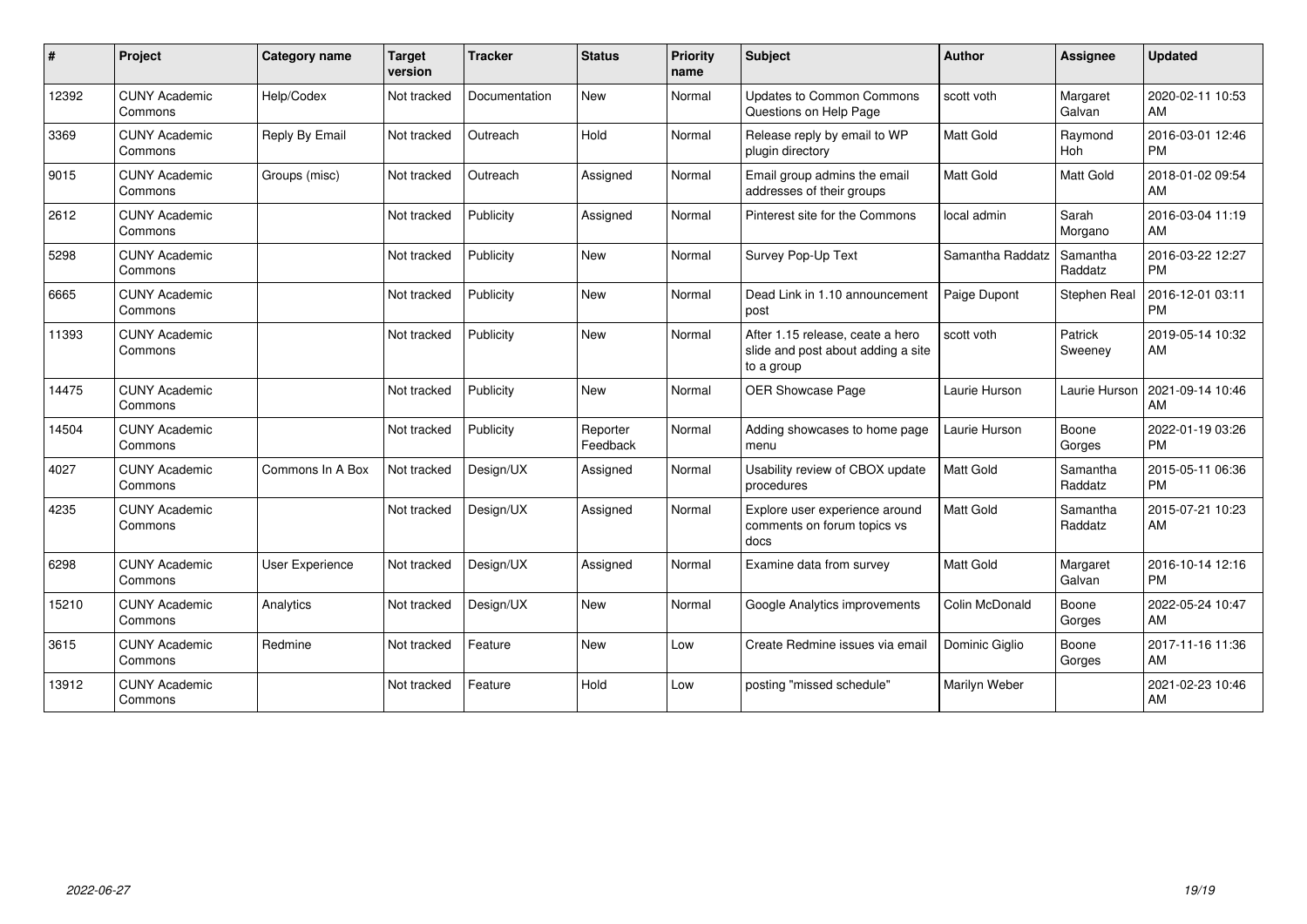| # | Project | Category name | Target version | Tracker | Status | Priority name | Subject | Author | Assignee | Updated |
|---|---|---|---|---|---|---|---|---|---|---|
| 12392 | CUNY Academic Commons | Help/Codex | Not tracked | Documentation | New | Normal | Updates to Common Commons Questions on Help Page | scott voth | Margaret Galvan | 2020-02-11 10:53 AM |
| 3369 | CUNY Academic Commons | Reply By Email | Not tracked | Outreach | Hold | Normal | Release reply by email to WP plugin directory | Matt Gold | Raymond Hoh | 2016-03-01 12:46 PM |
| 9015 | CUNY Academic Commons | Groups (misc) | Not tracked | Outreach | Assigned | Normal | Email group admins the email addresses of their groups | Matt Gold | Matt Gold | 2018-01-02 09:54 AM |
| 2612 | CUNY Academic Commons | | Not tracked | Publicity | Assigned | Normal | Pinterest site for the Commons | local admin | Sarah Morgano | 2016-03-04 11:19 AM |
| 5298 | CUNY Academic Commons | | Not tracked | Publicity | New | Normal | Survey Pop-Up Text | Samantha Raddatz | Samantha Raddatz | 2016-03-22 12:27 PM |
| 6665 | CUNY Academic Commons | | Not tracked | Publicity | New | Normal | Dead Link in 1.10 announcement post | Paige Dupont | Stephen Real | 2016-12-01 03:11 PM |
| 11393 | CUNY Academic Commons | | Not tracked | Publicity | New | Normal | After 1.15 release, ceate a hero slide and post about adding a site to a group | scott voth | Patrick Sweeney | 2019-05-14 10:32 AM |
| 14475 | CUNY Academic Commons | | Not tracked | Publicity | New | Normal | OER Showcase Page | Laurie Hurson | Laurie Hurson | 2021-09-14 10:46 AM |
| 14504 | CUNY Academic Commons | | Not tracked | Publicity | Reporter Feedback | Normal | Adding showcases to home page menu | Laurie Hurson | Boone Gorges | 2022-01-19 03:26 PM |
| 4027 | CUNY Academic Commons | Commons In A Box | Not tracked | Design/UX | Assigned | Normal | Usability review of CBOX update procedures | Matt Gold | Samantha Raddatz | 2015-05-11 06:36 PM |
| 4235 | CUNY Academic Commons | | Not tracked | Design/UX | Assigned | Normal | Explore user experience around comments on forum topics vs docs | Matt Gold | Samantha Raddatz | 2015-07-21 10:23 AM |
| 6298 | CUNY Academic Commons | User Experience | Not tracked | Design/UX | Assigned | Normal | Examine data from survey | Matt Gold | Margaret Galvan | 2016-10-14 12:16 PM |
| 15210 | CUNY Academic Commons | Analytics | Not tracked | Design/UX | New | Normal | Google Analytics improvements | Colin McDonald | Boone Gorges | 2022-05-24 10:47 AM |
| 3615 | CUNY Academic Commons | Redmine | Not tracked | Feature | New | Low | Create Redmine issues via email | Dominic Giglio | Boone Gorges | 2017-11-16 11:36 AM |
| 13912 | CUNY Academic Commons | | Not tracked | Feature | Hold | Low | posting "missed schedule" | Marilyn Weber | | 2021-02-23 10:46 AM |